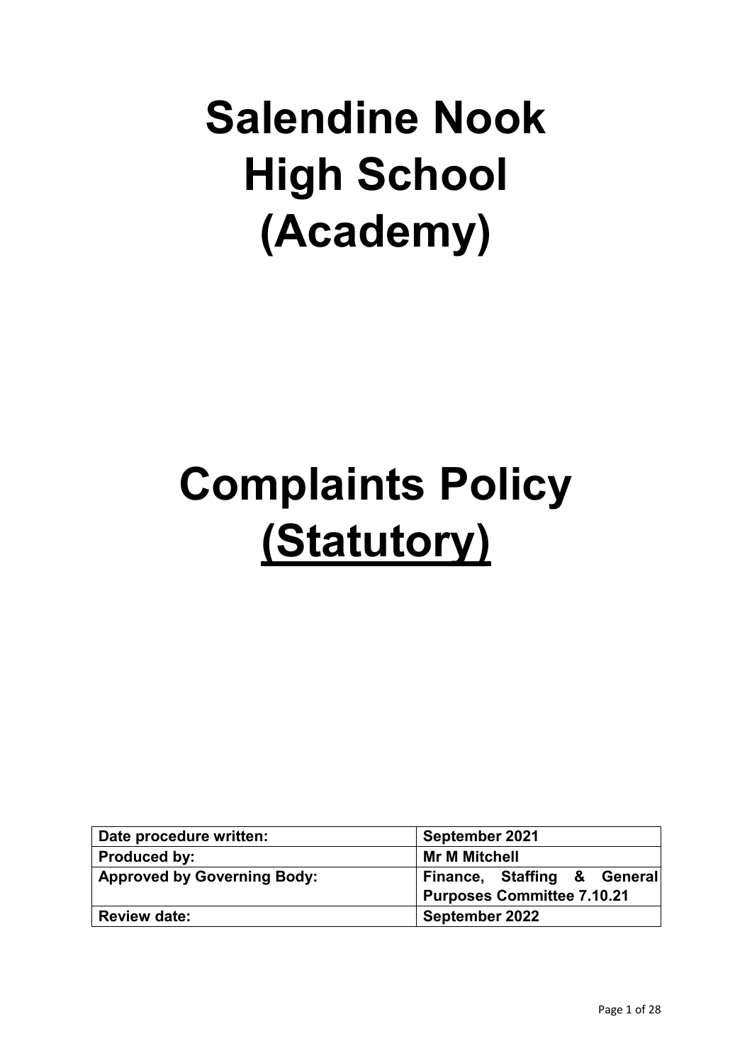# Salendine Nook High School (Academy)

# Complaints Policy <u>(Statutory)</u>

| Date procedure written: | September 2021 |
|---|---|
| Produced by: | Mr M Mitchell |
| Approved by Governing Body: | Finance, Staffing & General Purposes Committee 7.10.21 |
| Review date: | September 2022 |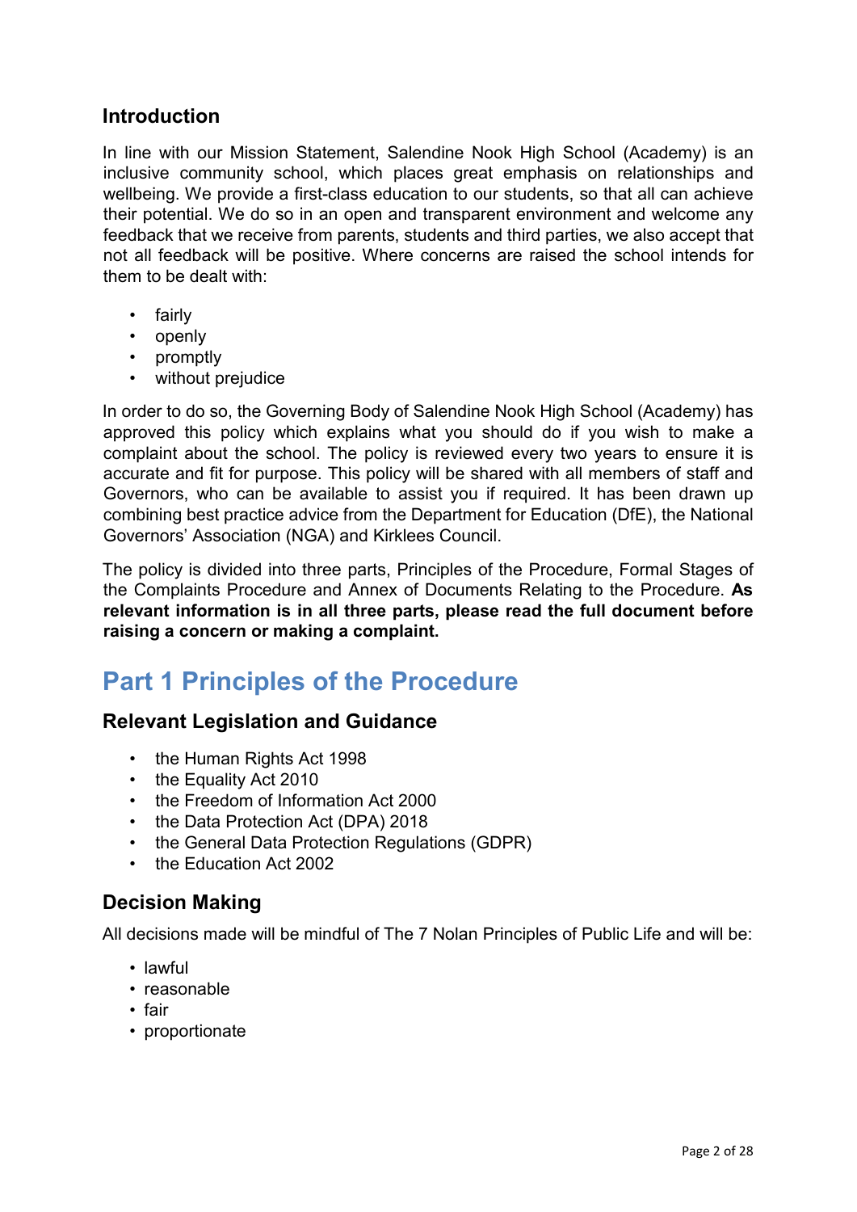## Introduction

In line with our Mission Statement, Salendine Nook High School (Academy) is an inclusive community school, which places great emphasis on relationships and wellbeing. We provide a first-class education to our students, so that all can achieve their potential. We do so in an open and transparent environment and welcome any feedback that we receive from parents, students and third parties, we also accept that not all feedback will be positive. Where concerns are raised the school intends for them to be dealt with:

- fairly
- openly
- promptly
- without prejudice

In order to do so, the Governing Body of Salendine Nook High School (Academy) has approved this policy which explains what you should do if you wish to make a complaint about the school. The policy is reviewed every two years to ensure it is accurate and fit for purpose. This policy will be shared with all members of staff and Governors, who can be available to assist you if required. It has been drawn up combining best practice advice from the Department for Education (DfE), the National Governors' Association (NGA) and Kirklees Council.

The policy is divided into three parts, Principles of the Procedure, Formal Stages of the Complaints Procedure and Annex of Documents Relating to the Procedure. **As relevant information is in all three parts, please read the full document before raising a concern or making a complaint.**

# Part 1 Principles of the Procedure

## Relevant Legislation and Guidance

- the Human Rights Act 1998
- the Equality Act 2010
- the Freedom of Information Act 2000
- the Data Protection Act (DPA) 2018
- the General Data Protection Regulations (GDPR)
- the Education Act 2002

## Decision Making

All decisions made will be mindful of The 7 Nolan Principles of Public Life and will be:

- lawful
- reasonable
- fair
- proportionate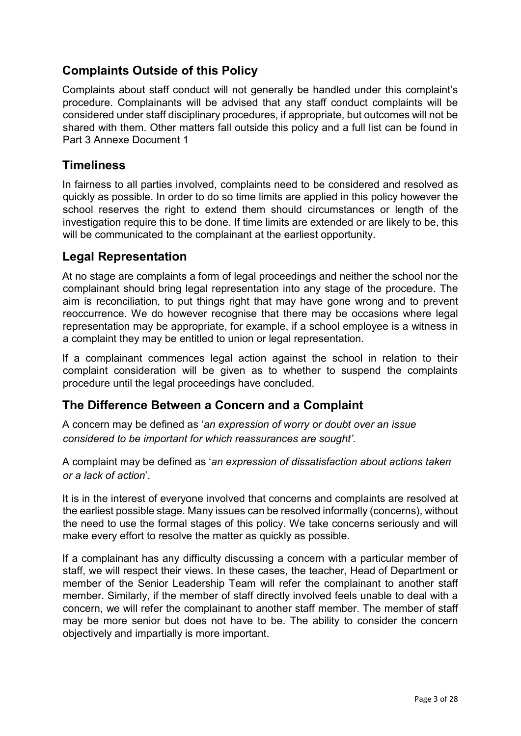## Complaints Outside of this Policy

Complaints about staff conduct will not generally be handled under this complaint's procedure. Complainants will be advised that any staff conduct complaints will be considered under staff disciplinary procedures, if appropriate, but outcomes will not be shared with them. Other matters fall outside this policy and a full list can be found in Part 3 Annexe Document 1

## Timeliness

In fairness to all parties involved, complaints need to be considered and resolved as quickly as possible. In order to do so time limits are applied in this policy however the school reserves the right to extend them should circumstances or length of the investigation require this to be done. If time limits are extended or are likely to be, this will be communicated to the complainant at the earliest opportunity.

## Legal Representation

At no stage are complaints a form of legal proceedings and neither the school nor the complainant should bring legal representation into any stage of the procedure. The aim is reconciliation, to put things right that may have gone wrong and to prevent reoccurrence. We do however recognise that there may be occasions where legal representation may be appropriate, for example, if a school employee is a witness in a complaint they may be entitled to union or legal representation.

If a complainant commences legal action against the school in relation to their complaint consideration will be given as to whether to suspend the complaints procedure until the legal proceedings have concluded.

## The Difference Between a Concern and a Complaint

A concern may be defined as '*an expression of worry or doubt over an issue considered to be important for which reassurances are sought'*.

A complaint may be defined as '*an expression of dissatisfaction about actions taken or a lack of action*'.

It is in the interest of everyone involved that concerns and complaints are resolved at the earliest possible stage. Many issues can be resolved informally (concerns), without the need to use the formal stages of this policy. We take concerns seriously and will make every effort to resolve the matter as quickly as possible.

If a complainant has any difficulty discussing a concern with a particular member of staff, we will respect their views. In these cases, the teacher, Head of Department or member of the Senior Leadership Team will refer the complainant to another staff member. Similarly, if the member of staff directly involved feels unable to deal with a concern, we will refer the complainant to another staff member. The member of staff may be more senior but does not have to be. The ability to consider the concern objectively and impartially is more important.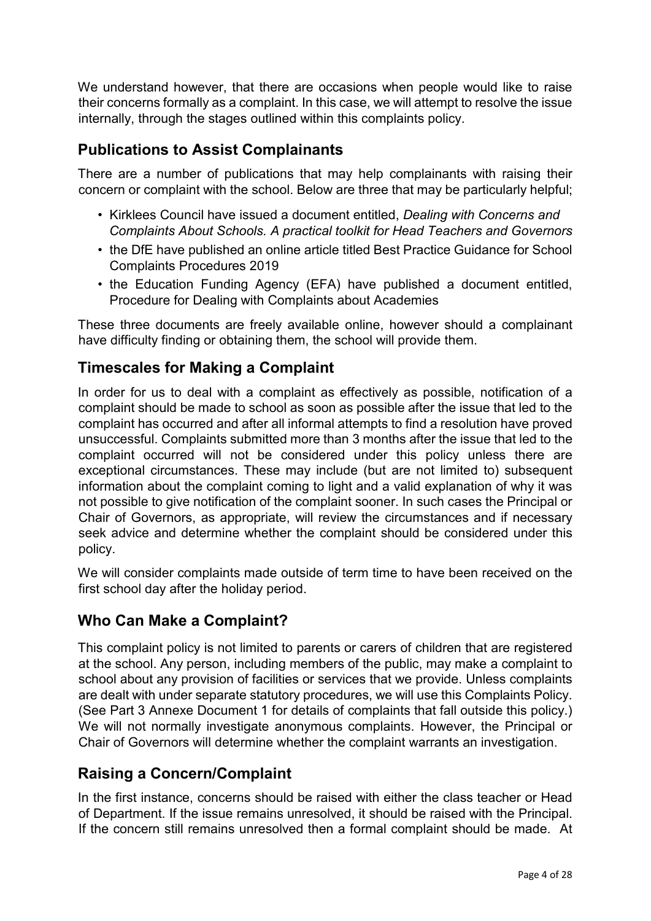We understand however, that there are occasions when people would like to raise their concerns formally as a complaint. In this case, we will attempt to resolve the issue internally, through the stages outlined within this complaints policy.

## Publications to Assist Complainants

There are a number of publications that may help complainants with raising their concern or complaint with the school. Below are three that may be particularly helpful;

- Kirklees Council have issued a document entitled, *Dealing with Concerns and Complaints About Schools. A practical toolkit for Head Teachers and Governors*
- the DfE have published an online article titled Best Practice Guidance for School Complaints Procedures 2019
- the Education Funding Agency (EFA) have published a document entitled, Procedure for Dealing with Complaints about Academies

These three documents are freely available online, however should a complainant have difficulty finding or obtaining them, the school will provide them.

## Timescales for Making a Complaint

In order for us to deal with a complaint as effectively as possible, notification of a complaint should be made to school as soon as possible after the issue that led to the complaint has occurred and after all informal attempts to find a resolution have proved unsuccessful. Complaints submitted more than 3 months after the issue that led to the complaint occurred will not be considered under this policy unless there are exceptional circumstances. These may include (but are not limited to) subsequent information about the complaint coming to light and a valid explanation of why it was not possible to give notification of the complaint sooner. In such cases the Principal or Chair of Governors, as appropriate, will review the circumstances and if necessary seek advice and determine whether the complaint should be considered under this policy.

We will consider complaints made outside of term time to have been received on the first school day after the holiday period.

## Who Can Make a Complaint?

This complaint policy is not limited to parents or carers of children that are registered at the school. Any person, including members of the public, may make a complaint to school about any provision of facilities or services that we provide. Unless complaints are dealt with under separate statutory procedures, we will use this Complaints Policy. (See Part 3 Annexe Document 1 for details of complaints that fall outside this policy.) We will not normally investigate anonymous complaints. However, the Principal or Chair of Governors will determine whether the complaint warrants an investigation.

## Raising a Concern/Complaint

In the first instance, concerns should be raised with either the class teacher or Head of Department. If the issue remains unresolved, it should be raised with the Principal. If the concern still remains unresolved then a formal complaint should be made. At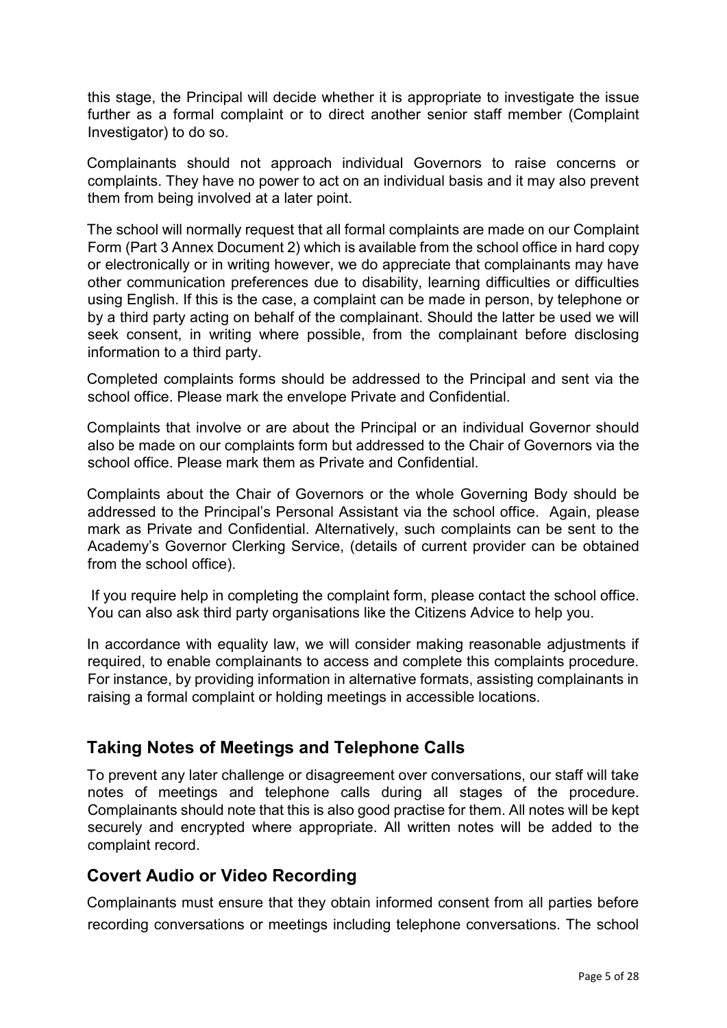this stage, the Principal will decide whether it is appropriate to investigate the issue further as a formal complaint or to direct another senior staff member (Complaint Investigator) to do so.

Complainants should not approach individual Governors to raise concerns or complaints. They have no power to act on an individual basis and it may also prevent them from being involved at a later point.

The school will normally request that all formal complaints are made on our Complaint Form (Part 3 Annex Document 2) which is available from the school office in hard copy or electronically or in writing however, we do appreciate that complainants may have other communication preferences due to disability, learning difficulties or difficulties using English. If this is the case, a complaint can be made in person, by telephone or by a third party acting on behalf of the complainant. Should the latter be used we will seek consent, in writing where possible, from the complainant before disclosing information to a third party.

Completed complaints forms should be addressed to the Principal and sent via the school office. Please mark the envelope Private and Confidential.

Complaints that involve or are about the Principal or an individual Governor should also be made on our complaints form but addressed to the Chair of Governors via the school office. Please mark them as Private and Confidential.

Complaints about the Chair of Governors or the whole Governing Body should be addressed to the Principal's Personal Assistant via the school office. Again, please mark as Private and Confidential. Alternatively, such complaints can be sent to the Academy's Governor Clerking Service, (details of current provider can be obtained from the school office).

If you require help in completing the complaint form, please contact the school office. You can also ask third party organisations like the Citizens Advice to help you.

In accordance with equality law, we will consider making reasonable adjustments if required, to enable complainants to access and complete this complaints procedure. For instance, by providing information in alternative formats, assisting complainants in raising a formal complaint or holding meetings in accessible locations.

## Taking Notes of Meetings and Telephone Calls

To prevent any later challenge or disagreement over conversations, our staff will take notes of meetings and telephone calls during all stages of the procedure. Complainants should note that this is also good practise for them. All notes will be kept securely and encrypted where appropriate. All written notes will be added to the complaint record.

## Covert Audio or Video Recording

Complainants must ensure that they obtain informed consent from all parties before recording conversations or meetings including telephone conversations. The school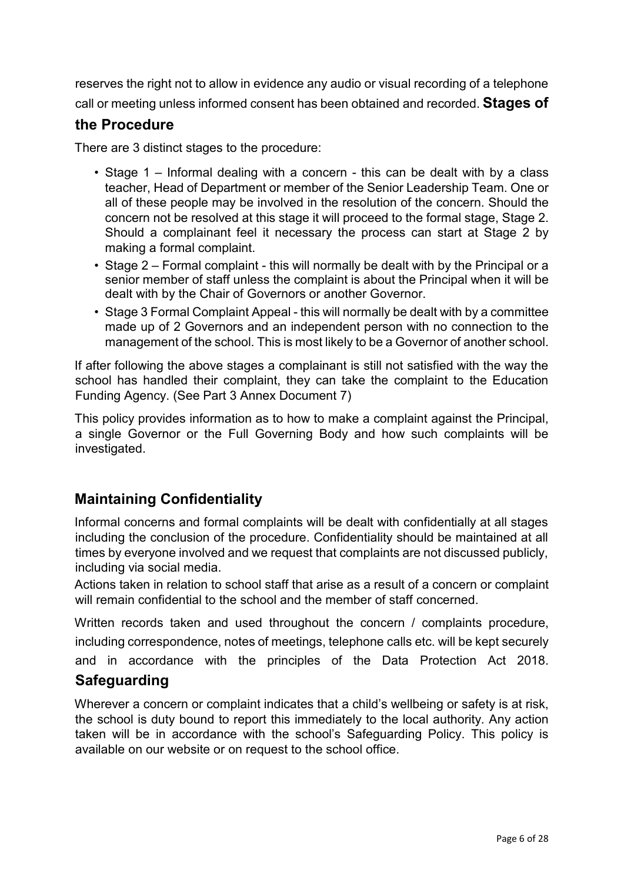reserves the right not to allow in evidence any audio or visual recording of a telephone call or meeting unless informed consent has been obtained and recorded.

## Stages of the Procedure

There are 3 distinct stages to the procedure:

- Stage 1 – Informal dealing with a concern - this can be dealt with by a class teacher, Head of Department or member of the Senior Leadership Team. One or all of these people may be involved in the resolution of the concern. Should the concern not be resolved at this stage it will proceed to the formal stage, Stage 2. Should a complainant feel it necessary the process can start at Stage 2 by making a formal complaint.
- Stage 2 – Formal complaint - this will normally be dealt with by the Principal or a senior member of staff unless the complaint is about the Principal when it will be dealt with by the Chair of Governors or another Governor.
- Stage 3 Formal Complaint Appeal - this will normally be dealt with by a committee made up of 2 Governors and an independent person with no connection to the management of the school. This is most likely to be a Governor of another school.

If after following the above stages a complainant is still not satisfied with the way the school has handled their complaint, they can take the complaint to the Education Funding Agency. (See Part 3 Annex Document 7)

This policy provides information as to how to make a complaint against the Principal, a single Governor or the Full Governing Body and how such complaints will be investigated.

## Maintaining Confidentiality

Informal concerns and formal complaints will be dealt with confidentially at all stages including the conclusion of the procedure. Confidentiality should be maintained at all times by everyone involved and we request that complaints are not discussed publicly, including via social media.

Actions taken in relation to school staff that arise as a result of a concern or complaint will remain confidential to the school and the member of staff concerned.

Written records taken and used throughout the concern / complaints procedure, including correspondence, notes of meetings, telephone calls etc. will be kept securely and in accordance with the principles of the Data Protection Act 2018.

## Safeguarding

Wherever a concern or complaint indicates that a child's wellbeing or safety is at risk, the school is duty bound to report this immediately to the local authority. Any action taken will be in accordance with the school's Safeguarding Policy. This policy is available on our website or on request to the school office.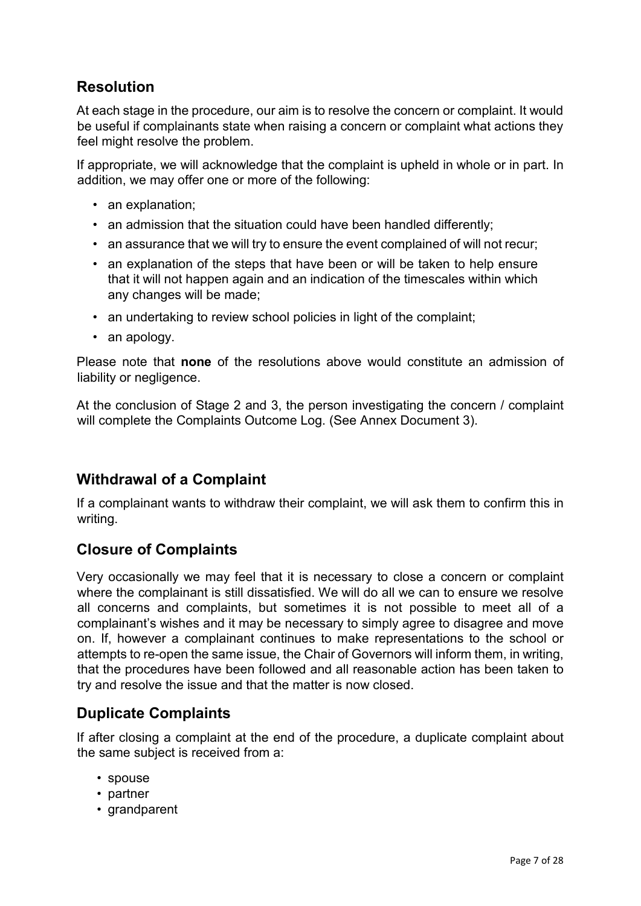## Resolution

At each stage in the procedure, our aim is to resolve the concern or complaint. It would be useful if complainants state when raising a concern or complaint what actions they feel might resolve the problem.

If appropriate, we will acknowledge that the complaint is upheld in whole or in part. In addition, we may offer one or more of the following:

- an explanation;
- an admission that the situation could have been handled differently;
- an assurance that we will try to ensure the event complained of will not recur;
- an explanation of the steps that have been or will be taken to help ensure that it will not happen again and an indication of the timescales within which any changes will be made;
- an undertaking to review school policies in light of the complaint;
- an apology.

Please note that **none** of the resolutions above would constitute an admission of liability or negligence.

At the conclusion of Stage 2 and 3, the person investigating the concern / complaint will complete the Complaints Outcome Log. (See Annex Document 3).

## Withdrawal of a Complaint

If a complainant wants to withdraw their complaint, we will ask them to confirm this in writing.

## Closure of Complaints

Very occasionally we may feel that it is necessary to close a concern or complaint where the complainant is still dissatisfied. We will do all we can to ensure we resolve all concerns and complaints, but sometimes it is not possible to meet all of a complainant's wishes and it may be necessary to simply agree to disagree and move on. If, however a complainant continues to make representations to the school or attempts to re-open the same issue, the Chair of Governors will inform them, in writing, that the procedures have been followed and all reasonable action has been taken to try and resolve the issue and that the matter is now closed.

## Duplicate Complaints

If after closing a complaint at the end of the procedure, a duplicate complaint about the same subject is received from a:

- spouse
- partner
- grandparent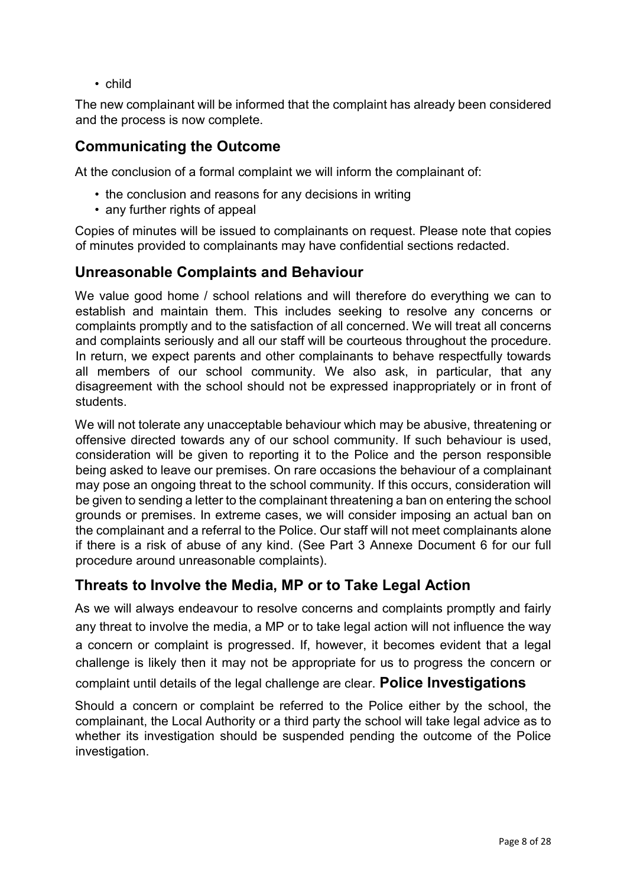- child

The new complainant will be informed that the complaint has already been considered and the process is now complete.

## Communicating the Outcome

At the conclusion of a formal complaint we will inform the complainant of:

- the conclusion and reasons for any decisions in writing
- any further rights of appeal

Copies of minutes will be issued to complainants on request. Please note that copies of minutes provided to complainants may have confidential sections redacted.

## Unreasonable Complaints and Behaviour

We value good home / school relations and will therefore do everything we can to establish and maintain them. This includes seeking to resolve any concerns or complaints promptly and to the satisfaction of all concerned. We will treat all concerns and complaints seriously and all our staff will be courteous throughout the procedure. In return, we expect parents and other complainants to behave respectfully towards all members of our school community. We also ask, in particular, that any disagreement with the school should not be expressed inappropriately or in front of students.

We will not tolerate any unacceptable behaviour which may be abusive, threatening or offensive directed towards any of our school community. If such behaviour is used, consideration will be given to reporting it to the Police and the person responsible being asked to leave our premises. On rare occasions the behaviour of a complainant may pose an ongoing threat to the school community. If this occurs, consideration will be given to sending a letter to the complainant threatening a ban on entering the school grounds or premises. In extreme cases, we will consider imposing an actual ban on the complainant and a referral to the Police. Our staff will not meet complainants alone if there is a risk of abuse of any kind. (See Part 3 Annexe Document 6 for our full procedure around unreasonable complaints).

## Threats to Involve the Media, MP or to Take Legal Action

As we will always endeavour to resolve concerns and complaints promptly and fairly any threat to involve the media, a MP or to take legal action will not influence the way a concern or complaint is progressed. If, however, it becomes evident that a legal challenge is likely then it may not be appropriate for us to progress the concern or complaint until details of the legal challenge are clear.

## Police Investigations

Should a concern or complaint be referred to the Police either by the school, the complainant, the Local Authority or a third party the school will take legal advice as to whether its investigation should be suspended pending the outcome of the Police investigation.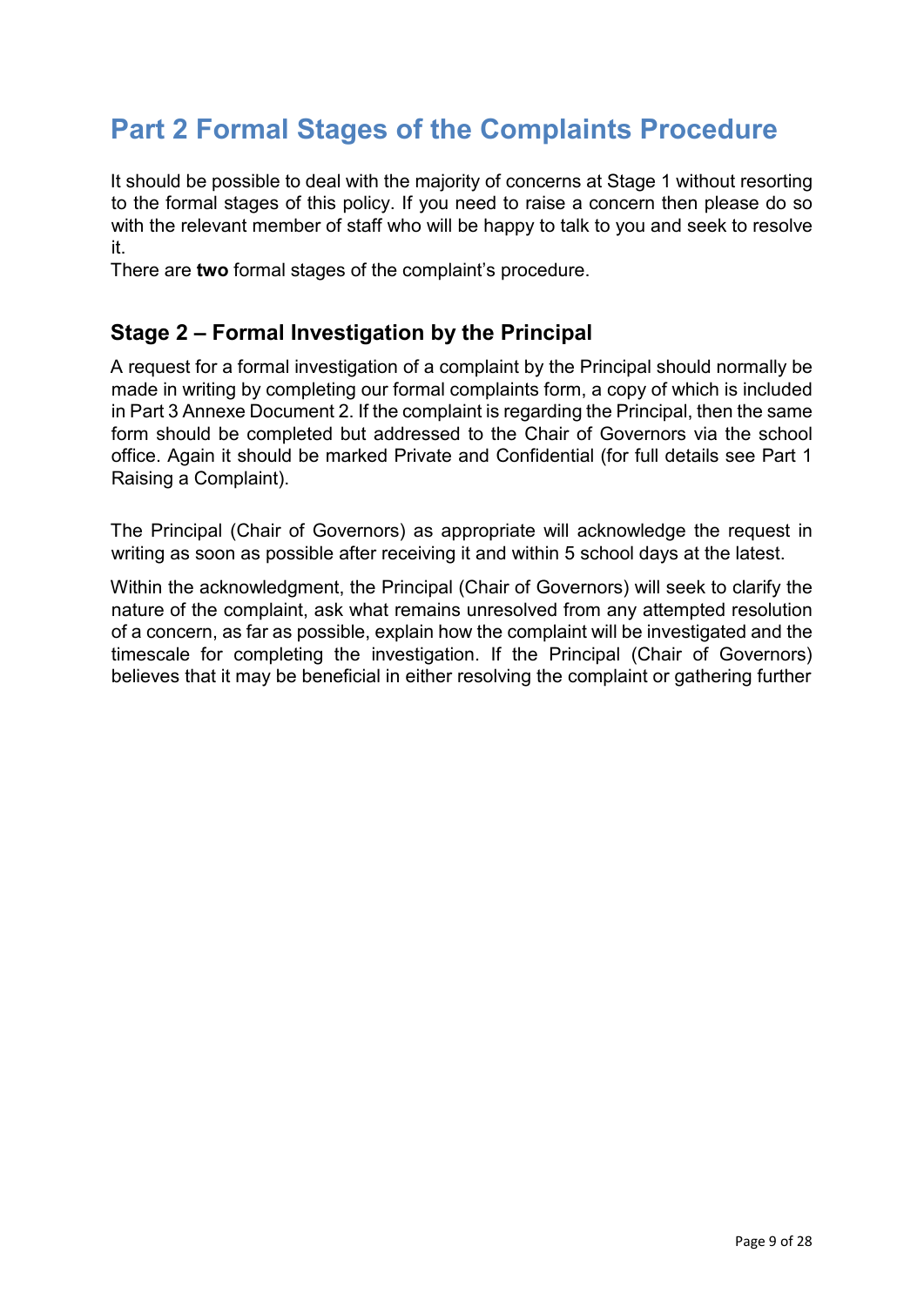# Part 2 Formal Stages of the Complaints Procedure

It should be possible to deal with the majority of concerns at Stage 1 without resorting to the formal stages of this policy. If you need to raise a concern then please do so with the relevant member of staff who will be happy to talk to you and seek to resolve it.

There are **two** formal stages of the complaint's procedure.

## Stage 2 – Formal Investigation by the Principal

A request for a formal investigation of a complaint by the Principal should normally be made in writing by completing our formal complaints form, a copy of which is included in Part 3 Annexe Document 2. If the complaint is regarding the Principal, then the same form should be completed but addressed to the Chair of Governors via the school office. Again it should be marked Private and Confidential (for full details see Part 1 Raising a Complaint).

The Principal (Chair of Governors) as appropriate will acknowledge the request in writing as soon as possible after receiving it and within 5 school days at the latest.

Within the acknowledgment, the Principal (Chair of Governors) will seek to clarify the nature of the complaint, ask what remains unresolved from any attempted resolution of a concern, as far as possible, explain how the complaint will be investigated and the timescale for completing the investigation. If the Principal (Chair of Governors) believes that it may be beneficial in either resolving the complaint or gathering further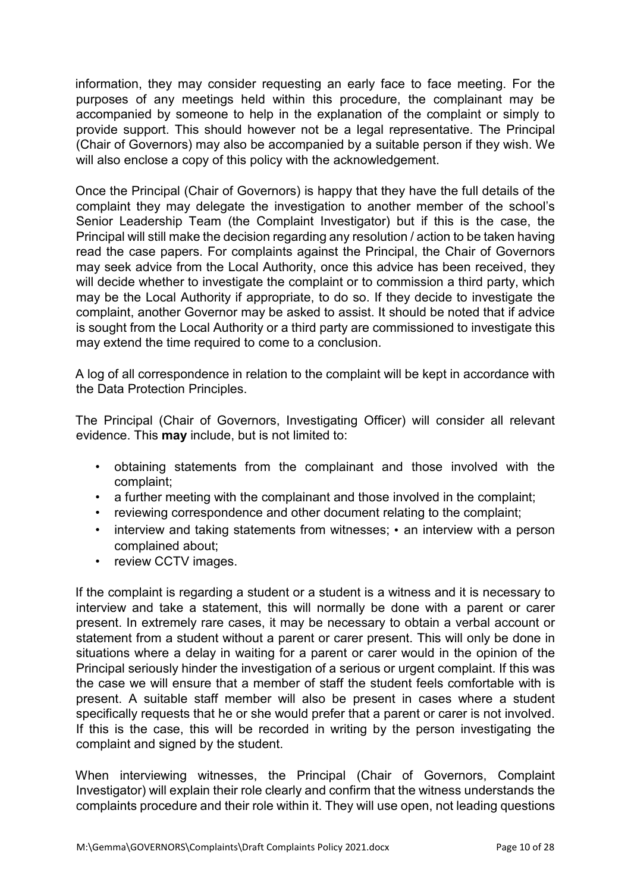information, they may consider requesting an early face to face meeting. For the purposes of any meetings held within this procedure, the complainant may be accompanied by someone to help in the explanation of the complaint or simply to provide support. This should however not be a legal representative. The Principal (Chair of Governors) may also be accompanied by a suitable person if they wish. We will also enclose a copy of this policy with the acknowledgement.

Once the Principal (Chair of Governors) is happy that they have the full details of the complaint they may delegate the investigation to another member of the school's Senior Leadership Team (the Complaint Investigator) but if this is the case, the Principal will still make the decision regarding any resolution / action to be taken having read the case papers. For complaints against the Principal, the Chair of Governors may seek advice from the Local Authority, once this advice has been received, they will decide whether to investigate the complaint or to commission a third party, which may be the Local Authority if appropriate, to do so. If they decide to investigate the complaint, another Governor may be asked to assist. It should be noted that if advice is sought from the Local Authority or a third party are commissioned to investigate this may extend the time required to come to a conclusion.

A log of all correspondence in relation to the complaint will be kept in accordance with the Data Protection Principles.

The Principal (Chair of Governors, Investigating Officer) will consider all relevant evidence. This **may** include, but is not limited to:

- obtaining statements from the complainant and those involved with the complaint;
- a further meeting with the complainant and those involved in the complaint;
- reviewing correspondence and other document relating to the complaint;
- interview and taking statements from witnesses; • an interview with a person complained about;
- review CCTV images.

If the complaint is regarding a student or a student is a witness and it is necessary to interview and take a statement, this will normally be done with a parent or carer present. In extremely rare cases, it may be necessary to obtain a verbal account or statement from a student without a parent or carer present. This will only be done in situations where a delay in waiting for a parent or carer would in the opinion of the Principal seriously hinder the investigation of a serious or urgent complaint. If this was the case we will ensure that a member of staff the student feels comfortable with is present. A suitable staff member will also be present in cases where a student specifically requests that he or she would prefer that a parent or carer is not involved. If this is the case, this will be recorded in writing by the person investigating the complaint and signed by the student.

When interviewing witnesses, the Principal (Chair of Governors, Complaint Investigator) will explain their role clearly and confirm that the witness understands the complaints procedure and their role within it. They will use open, not leading questions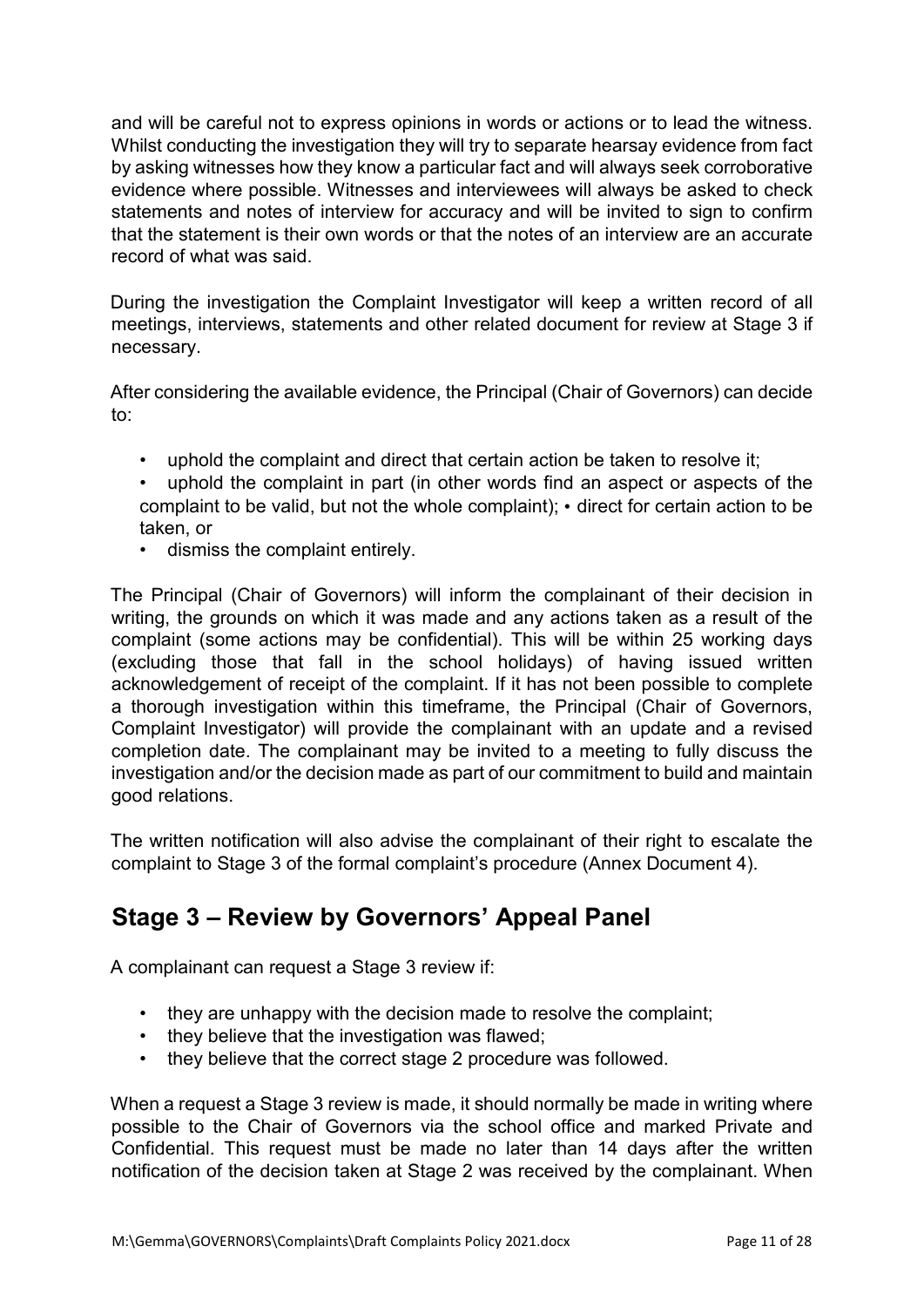and will be careful not to express opinions in words or actions or to lead the witness. Whilst conducting the investigation they will try to separate hearsay evidence from fact by asking witnesses how they know a particular fact and will always seek corroborative evidence where possible. Witnesses and interviewees will always be asked to check statements and notes of interview for accuracy and will be invited to sign to confirm that the statement is their own words or that the notes of an interview are an accurate record of what was said.

During the investigation the Complaint Investigator will keep a written record of all meetings, interviews, statements and other related document for review at Stage 3 if necessary.

After considering the available evidence, the Principal (Chair of Governors) can decide to:

- uphold the complaint and direct that certain action be taken to resolve it;
- uphold the complaint in part (in other words find an aspect or aspects of the complaint to be valid, but not the whole complaint); • direct for certain action to be taken, or
- dismiss the complaint entirely.

The Principal (Chair of Governors) will inform the complainant of their decision in writing, the grounds on which it was made and any actions taken as a result of the complaint (some actions may be confidential). This will be within 25 working days (excluding those that fall in the school holidays) of having issued written acknowledgement of receipt of the complaint. If it has not been possible to complete a thorough investigation within this timeframe, the Principal (Chair of Governors, Complaint Investigator) will provide the complainant with an update and a revised completion date. The complainant may be invited to a meeting to fully discuss the investigation and/or the decision made as part of our commitment to build and maintain good relations.

The written notification will also advise the complainant of their right to escalate the complaint to Stage 3 of the formal complaint's procedure (Annex Document 4).

## Stage 3 – Review by Governors' Appeal Panel

A complainant can request a Stage 3 review if:

- they are unhappy with the decision made to resolve the complaint;
- they believe that the investigation was flawed;
- they believe that the correct stage 2 procedure was followed.

When a request a Stage 3 review is made, it should normally be made in writing where possible to the Chair of Governors via the school office and marked Private and Confidential. This request must be made no later than 14 days after the written notification of the decision taken at Stage 2 was received by the complainant. When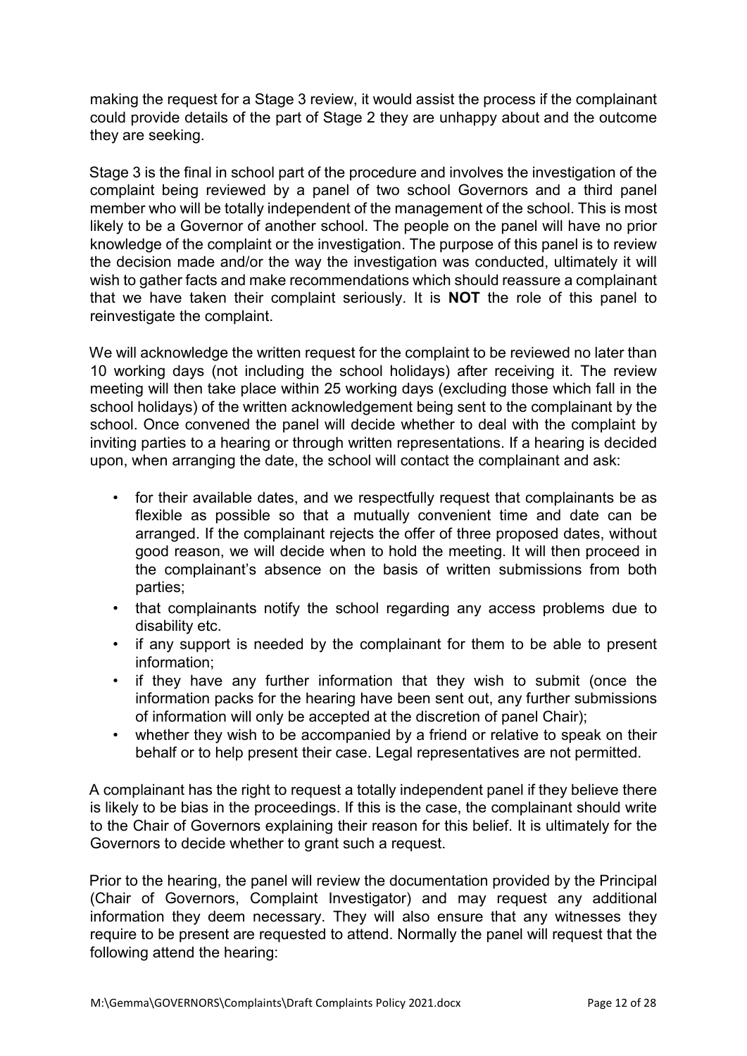making the request for a Stage 3 review, it would assist the process if the complainant could provide details of the part of Stage 2 they are unhappy about and the outcome they are seeking.

Stage 3 is the final in school part of the procedure and involves the investigation of the complaint being reviewed by a panel of two school Governors and a third panel member who will be totally independent of the management of the school. This is most likely to be a Governor of another school. The people on the panel will have no prior knowledge of the complaint or the investigation. The purpose of this panel is to review the decision made and/or the way the investigation was conducted, ultimately it will wish to gather facts and make recommendations which should reassure a complainant that we have taken their complaint seriously. It is **NOT** the role of this panel to reinvestigate the complaint.

We will acknowledge the written request for the complaint to be reviewed no later than 10 working days (not including the school holidays) after receiving it. The review meeting will then take place within 25 working days (excluding those which fall in the school holidays) of the written acknowledgement being sent to the complainant by the school. Once convened the panel will decide whether to deal with the complaint by inviting parties to a hearing or through written representations. If a hearing is decided upon, when arranging the date, the school will contact the complainant and ask:

- for their available dates, and we respectfully request that complainants be as flexible as possible so that a mutually convenient time and date can be arranged. If the complainant rejects the offer of three proposed dates, without good reason, we will decide when to hold the meeting. It will then proceed in the complainant's absence on the basis of written submissions from both parties;
- that complainants notify the school regarding any access problems due to disability etc.
- if any support is needed by the complainant for them to be able to present information;
- if they have any further information that they wish to submit (once the information packs for the hearing have been sent out, any further submissions of information will only be accepted at the discretion of panel Chair);
- whether they wish to be accompanied by a friend or relative to speak on their behalf or to help present their case. Legal representatives are not permitted.

A complainant has the right to request a totally independent panel if they believe there is likely to be bias in the proceedings. If this is the case, the complainant should write to the Chair of Governors explaining their reason for this belief. It is ultimately for the Governors to decide whether to grant such a request.

Prior to the hearing, the panel will review the documentation provided by the Principal (Chair of Governors, Complaint Investigator) and may request any additional information they deem necessary. They will also ensure that any witnesses they require to be present are requested to attend. Normally the panel will request that the following attend the hearing: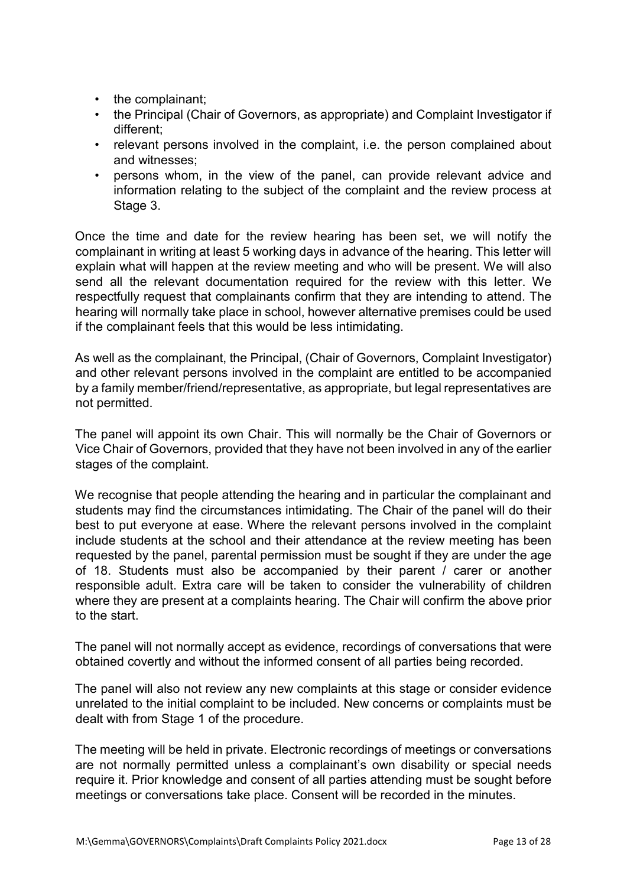- the complainant;
- the Principal (Chair of Governors, as appropriate) and Complaint Investigator if different;
- relevant persons involved in the complaint, i.e. the person complained about and witnesses;
- persons whom, in the view of the panel, can provide relevant advice and information relating to the subject of the complaint and the review process at Stage 3.

Once the time and date for the review hearing has been set, we will notify the complainant in writing at least 5 working days in advance of the hearing. This letter will explain what will happen at the review meeting and who will be present. We will also send all the relevant documentation required for the review with this letter. We respectfully request that complainants confirm that they are intending to attend. The hearing will normally take place in school, however alternative premises could be used if the complainant feels that this would be less intimidating.

As well as the complainant, the Principal, (Chair of Governors, Complaint Investigator) and other relevant persons involved in the complaint are entitled to be accompanied by a family member/friend/representative, as appropriate, but legal representatives are not permitted.

The panel will appoint its own Chair. This will normally be the Chair of Governors or Vice Chair of Governors, provided that they have not been involved in any of the earlier stages of the complaint.

We recognise that people attending the hearing and in particular the complainant and students may find the circumstances intimidating. The Chair of the panel will do their best to put everyone at ease. Where the relevant persons involved in the complaint include students at the school and their attendance at the review meeting has been requested by the panel, parental permission must be sought if they are under the age of 18. Students must also be accompanied by their parent / carer or another responsible adult. Extra care will be taken to consider the vulnerability of children where they are present at a complaints hearing. The Chair will confirm the above prior to the start.

The panel will not normally accept as evidence, recordings of conversations that were obtained covertly and without the informed consent of all parties being recorded.

The panel will also not review any new complaints at this stage or consider evidence unrelated to the initial complaint to be included. New concerns or complaints must be dealt with from Stage 1 of the procedure.

The meeting will be held in private. Electronic recordings of meetings or conversations are not normally permitted unless a complainant's own disability or special needs require it. Prior knowledge and consent of all parties attending must be sought before meetings or conversations take place. Consent will be recorded in the minutes.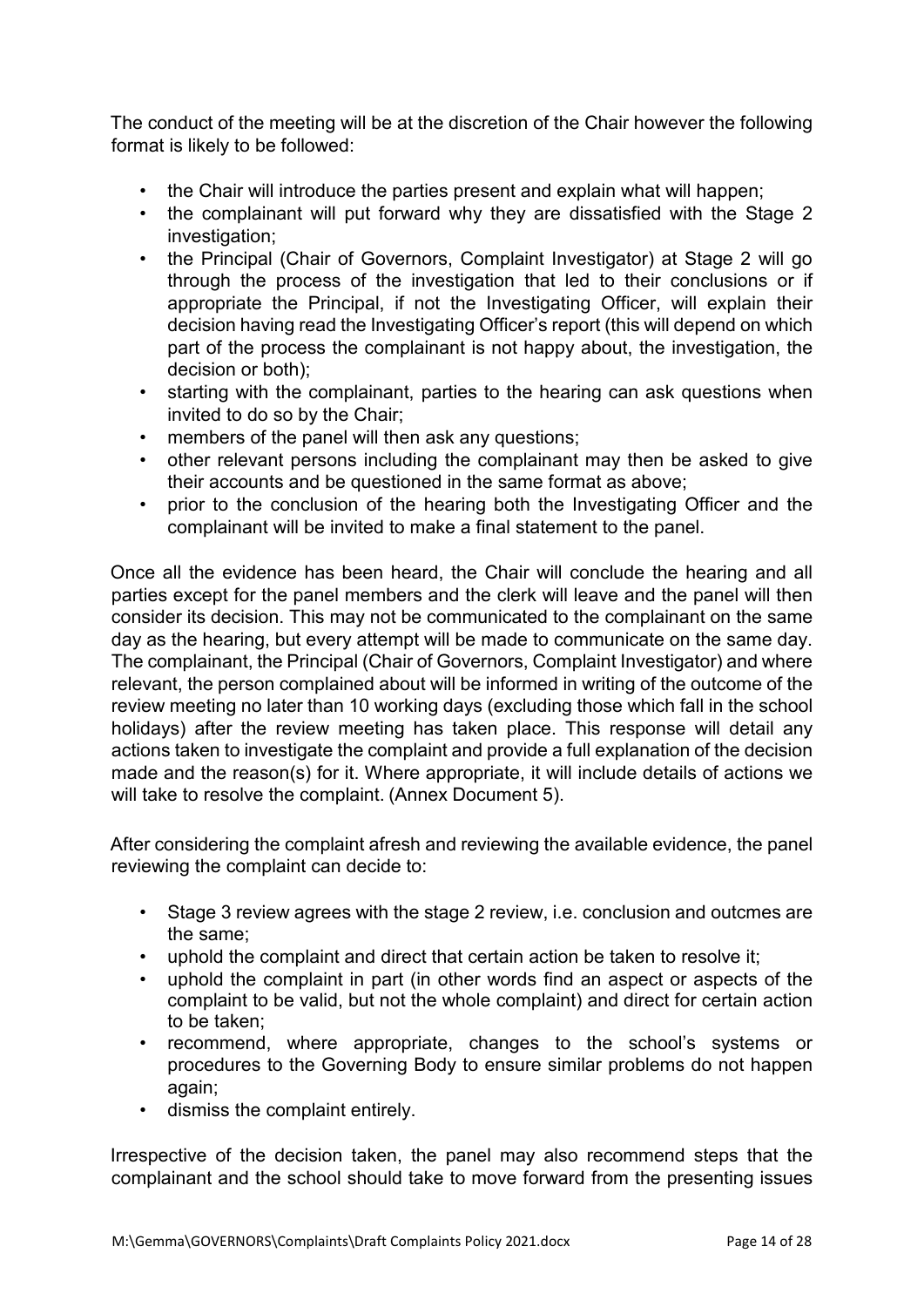The conduct of the meeting will be at the discretion of the Chair however the following format is likely to be followed:

- the Chair will introduce the parties present and explain what will happen;
- the complainant will put forward why they are dissatisfied with the Stage 2 investigation;
- the Principal (Chair of Governors, Complaint Investigator) at Stage 2 will go through the process of the investigation that led to their conclusions or if appropriate the Principal, if not the Investigating Officer, will explain their decision having read the Investigating Officer's report (this will depend on which part of the process the complainant is not happy about, the investigation, the decision or both);
- starting with the complainant, parties to the hearing can ask questions when invited to do so by the Chair;
- members of the panel will then ask any questions;
- other relevant persons including the complainant may then be asked to give their accounts and be questioned in the same format as above;
- prior to the conclusion of the hearing both the Investigating Officer and the complainant will be invited to make a final statement to the panel.

Once all the evidence has been heard, the Chair will conclude the hearing and all parties except for the panel members and the clerk will leave and the panel will then consider its decision. This may not be communicated to the complainant on the same day as the hearing, but every attempt will be made to communicate on the same day. The complainant, the Principal (Chair of Governors, Complaint Investigator) and where relevant, the person complained about will be informed in writing of the outcome of the review meeting no later than 10 working days (excluding those which fall in the school holidays) after the review meeting has taken place. This response will detail any actions taken to investigate the complaint and provide a full explanation of the decision made and the reason(s) for it. Where appropriate, it will include details of actions we will take to resolve the complaint. (Annex Document 5).

After considering the complaint afresh and reviewing the available evidence, the panel reviewing the complaint can decide to:

- Stage 3 review agrees with the stage 2 review, i.e. conclusion and outcmes are the same;
- uphold the complaint and direct that certain action be taken to resolve it;
- uphold the complaint in part (in other words find an aspect or aspects of the complaint to be valid, but not the whole complaint) and direct for certain action to be taken;
- recommend, where appropriate, changes to the school's systems or procedures to the Governing Body to ensure similar problems do not happen again;
- dismiss the complaint entirely.

Irrespective of the decision taken, the panel may also recommend steps that the complainant and the school should take to move forward from the presenting issues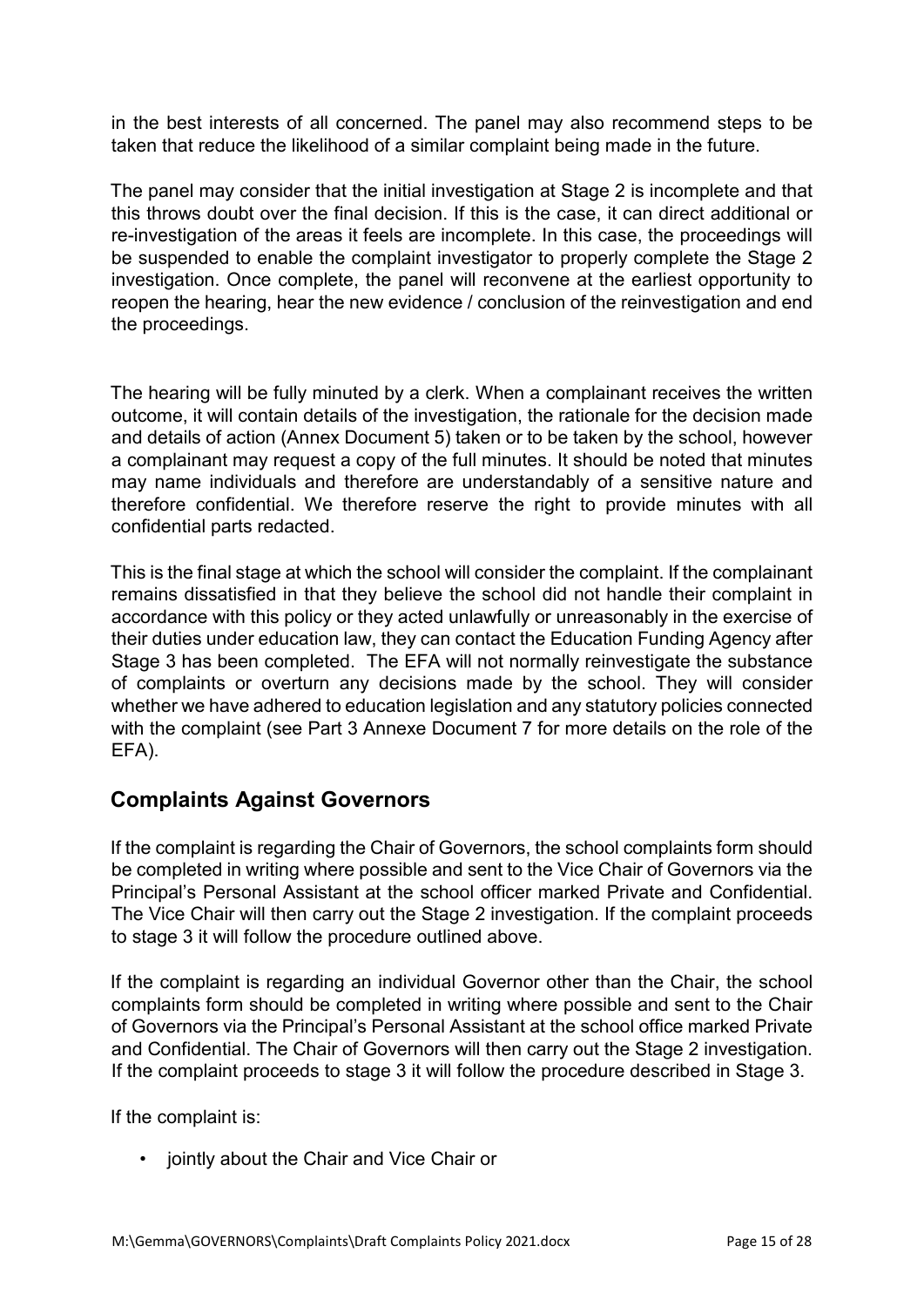in the best interests of all concerned. The panel may also recommend steps to be taken that reduce the likelihood of a similar complaint being made in the future.

The panel may consider that the initial investigation at Stage 2 is incomplete and that this throws doubt over the final decision. If this is the case, it can direct additional or re-investigation of the areas it feels are incomplete. In this case, the proceedings will be suspended to enable the complaint investigator to properly complete the Stage 2 investigation. Once complete, the panel will reconvene at the earliest opportunity to reopen the hearing, hear the new evidence / conclusion of the reinvestigation and end the proceedings.

The hearing will be fully minuted by a clerk. When a complainant receives the written outcome, it will contain details of the investigation, the rationale for the decision made and details of action (Annex Document 5) taken or to be taken by the school, however a complainant may request a copy of the full minutes. It should be noted that minutes may name individuals and therefore are understandably of a sensitive nature and therefore confidential. We therefore reserve the right to provide minutes with all confidential parts redacted.

This is the final stage at which the school will consider the complaint. If the complainant remains dissatisfied in that they believe the school did not handle their complaint in accordance with this policy or they acted unlawfully or unreasonably in the exercise of their duties under education law, they can contact the Education Funding Agency after Stage 3 has been completed. The EFA will not normally reinvestigate the substance of complaints or overturn any decisions made by the school. They will consider whether we have adhered to education legislation and any statutory policies connected with the complaint (see Part 3 Annexe Document 7 for more details on the role of the EFA).

## Complaints Against Governors

If the complaint is regarding the Chair of Governors, the school complaints form should be completed in writing where possible and sent to the Vice Chair of Governors via the Principal's Personal Assistant at the school officer marked Private and Confidential. The Vice Chair will then carry out the Stage 2 investigation. If the complaint proceeds to stage 3 it will follow the procedure outlined above.

If the complaint is regarding an individual Governor other than the Chair, the school complaints form should be completed in writing where possible and sent to the Chair of Governors via the Principal's Personal Assistant at the school office marked Private and Confidential. The Chair of Governors will then carry out the Stage 2 investigation. If the complaint proceeds to stage 3 it will follow the procedure described in Stage 3.

If the complaint is:

- jointly about the Chair and Vice Chair or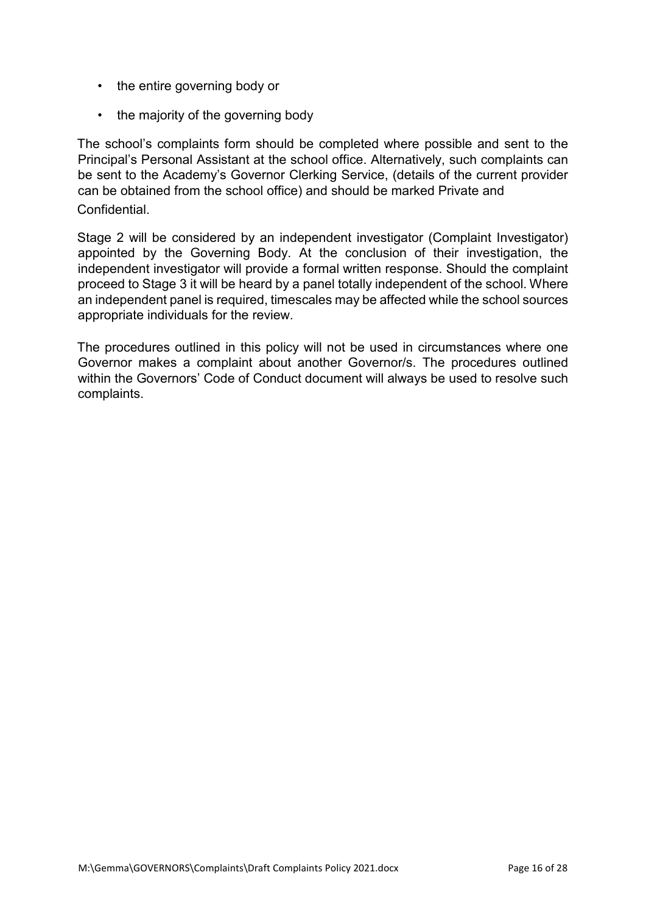- the entire governing body or
- the majority of the governing body

The school's complaints form should be completed where possible and sent to the Principal's Personal Assistant at the school office. Alternatively, such complaints can be sent to the Academy's Governor Clerking Service, (details of the current provider can be obtained from the school office) and should be marked Private and Confidential.

Stage 2 will be considered by an independent investigator (Complaint Investigator) appointed by the Governing Body. At the conclusion of their investigation, the independent investigator will provide a formal written response. Should the complaint proceed to Stage 3 it will be heard by a panel totally independent of the school. Where an independent panel is required, timescales may be affected while the school sources appropriate individuals for the review.

The procedures outlined in this policy will not be used in circumstances where one Governor makes a complaint about another Governor/s. The procedures outlined within the Governors' Code of Conduct document will always be used to resolve such complaints.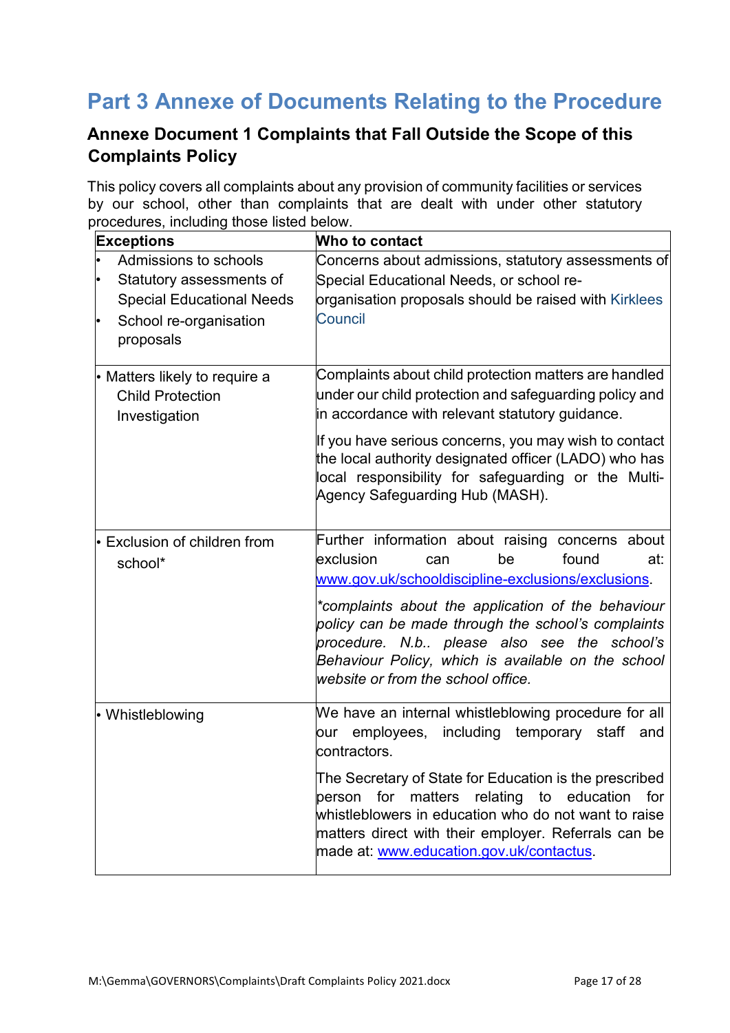# Part 3 Annexe of Documents Relating to the Procedure

## Annexe Document 1 Complaints that Fall Outside the Scope of this Complaints Policy

This policy covers all complaints about any provision of community facilities or services by our school, other than complaints that are dealt with under other statutory procedures, including those listed below.

| Exceptions | Who to contact |
|---|---|
| • Admissions to schools<br>• Statutory assessments of Special Educational Needs<br>• School re-organisation proposals | Concerns about admissions, statutory assessments of Special Educational Needs, or school re-organisation proposals should be raised with Kirklees Council |
| • Matters likely to require a Child Protection Investigation | Complaints about child protection matters are handled under our child protection and safeguarding policy and in accordance with relevant statutory guidance.<br><br>If you have serious concerns, you may wish to contact the local authority designated officer (LADO) who has local responsibility for safeguarding or the Multi-Agency Safeguarding Hub (MASH). |
| • Exclusion of children from school* | Further information about raising concerns about exclusion can be found at: www.gov.uk/schooldiscipline-exclusions/exclusions.<br><br>*\*complaints about the application of the behaviour policy can be made through the school's complaints procedure. N.b.. please also see the school's Behaviour Policy, which is available on the school website or from the school office.* |
| • Whistleblowing | We have an internal whistleblowing procedure for all our employees, including temporary staff and contractors.<br><br>The Secretary of State for Education is the prescribed person for matters relating to education for whistleblowers in education who do not want to raise matters direct with their employer. Referrals can be made at: www.education.gov.uk/contactus. |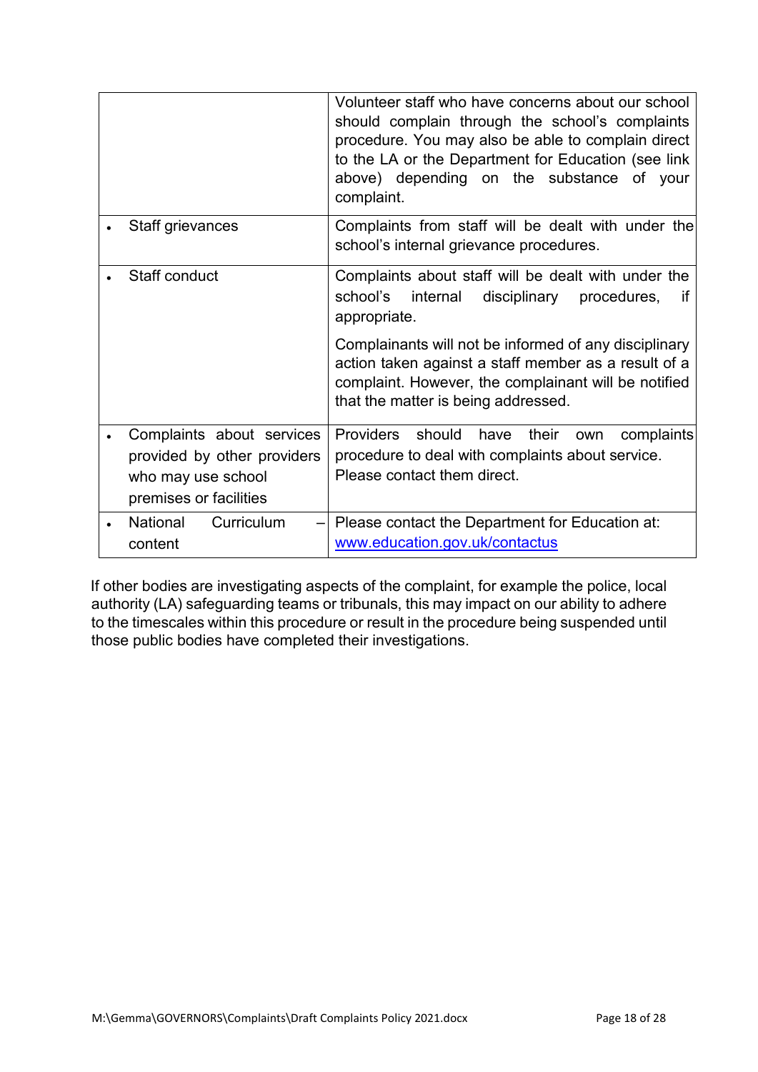| | |
|---|---|
| | Volunteer staff who have concerns about our school should complain through the school's complaints procedure. You may also be able to complain direct to the LA or the Department for Education (see link above) depending on the substance of your complaint. |
| • Staff grievances | Complaints from staff will be dealt with under the school's internal grievance procedures. |
| • Staff conduct | Complaints about staff will be dealt with under the school's internal disciplinary procedures, if appropriate.<br><br>Complainants will not be informed of any disciplinary action taken against a staff member as a result of a complaint. However, the complainant will be notified that the matter is being addressed. |
| • Complaints about services provided by other providers who may use school premises or facilities | Providers should have their own complaints procedure to deal with complaints about service. Please contact them direct. |
| • National Curriculum – content | Please contact the Department for Education at: [www.education.gov.uk/contactus](http://www.education.gov.uk/contactus) |

If other bodies are investigating aspects of the complaint, for example the police, local authority (LA) safeguarding teams or tribunals, this may impact on our ability to adhere to the timescales within this procedure or result in the procedure being suspended until those public bodies have completed their investigations.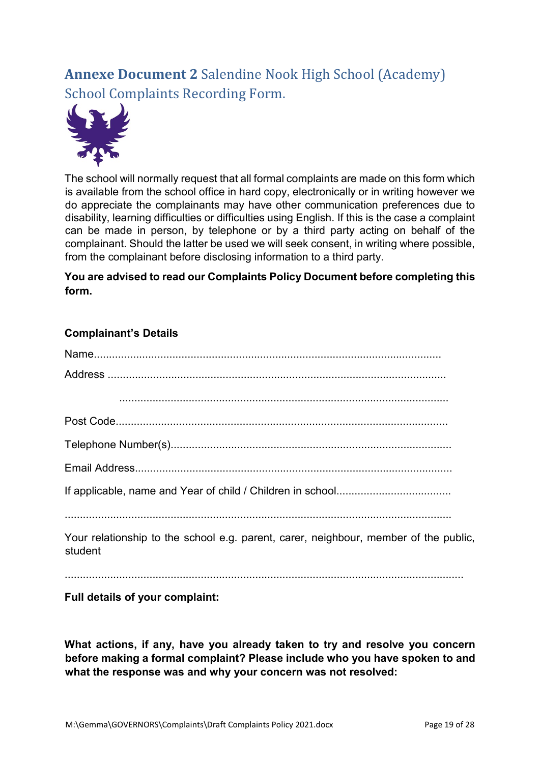## **Annexe Document 2** Salendine Nook High School (Academy) School Complaints Recording Form.

The school will normally request that all formal complaints are made on this form which is available from the school office in hard copy, electronically or in writing however we do appreciate the complainants may have other communication preferences due to disability, learning difficulties or difficulties using English. If this is the case a complaint can be made in person, by telephone or by a third party acting on behalf of the complainant. Should the latter be used we will seek consent, in writing where possible, from the complainant before disclosing information to a third party.

**You are advised to read our Complaints Policy Document before completing this form.**

**Complainant's Details**

Name.......................................................................................................................

Address ...................................................................................................................

..............................................................................................................

Post Code................................................................................................................

Telephone Number(s)..............................................................................................

Email Address..........................................................................................................

If applicable, name and Year of child / Children in school......................................

.................................................................................................................................

Your relationship to the school e.g. parent, carer, neighbour, member of the public, student

.................................................................................................................................

**Full details of your complaint:**

**What actions, if any, have you already taken to try and resolve you concern before making a formal complaint? Please include who you have spoken to and what the response was and why your concern was not resolved:**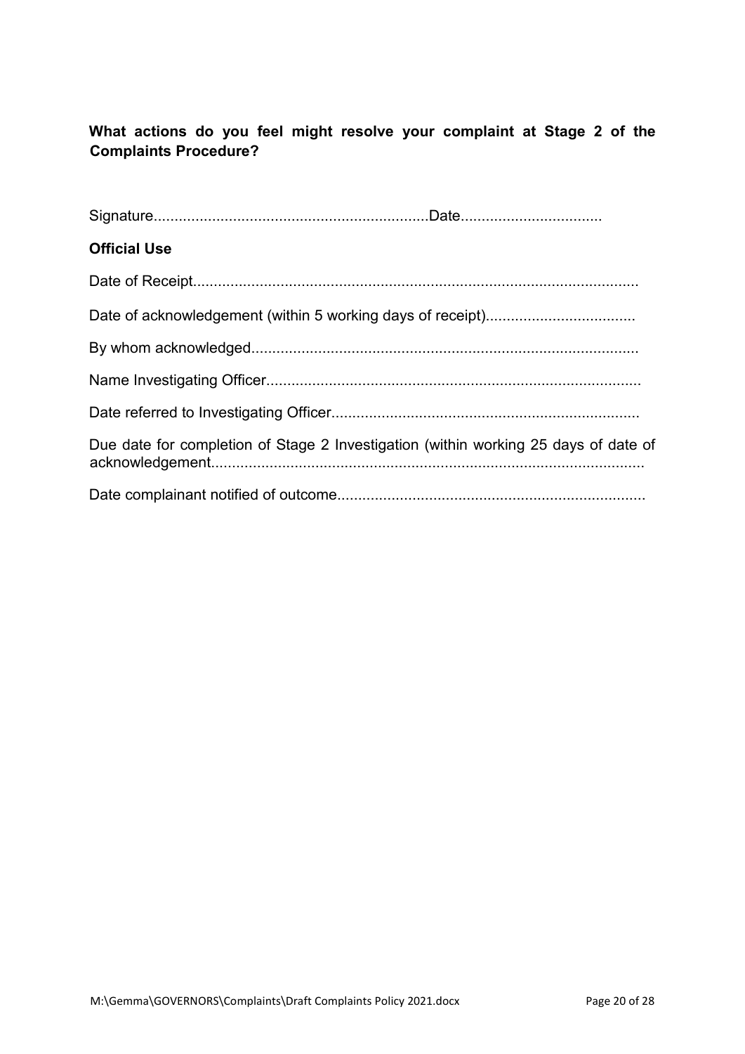**What actions do you feel might resolve your complaint at Stage 2 of the Complaints Procedure?**

Signature.................................................................Date.................................

**Official Use**

Date of Receipt..........................................................................................................

Date of acknowledgement (within 5 working days of receipt)...................................

By whom acknowledged............................................................................................

Name Investigating Officer.........................................................................................

Date referred to Investigating Officer.........................................................................

Due date for completion of Stage 2 Investigation (within working 25 days of date of acknowledgement.......................................................................................................

Date complainant notified of outcome........................................................................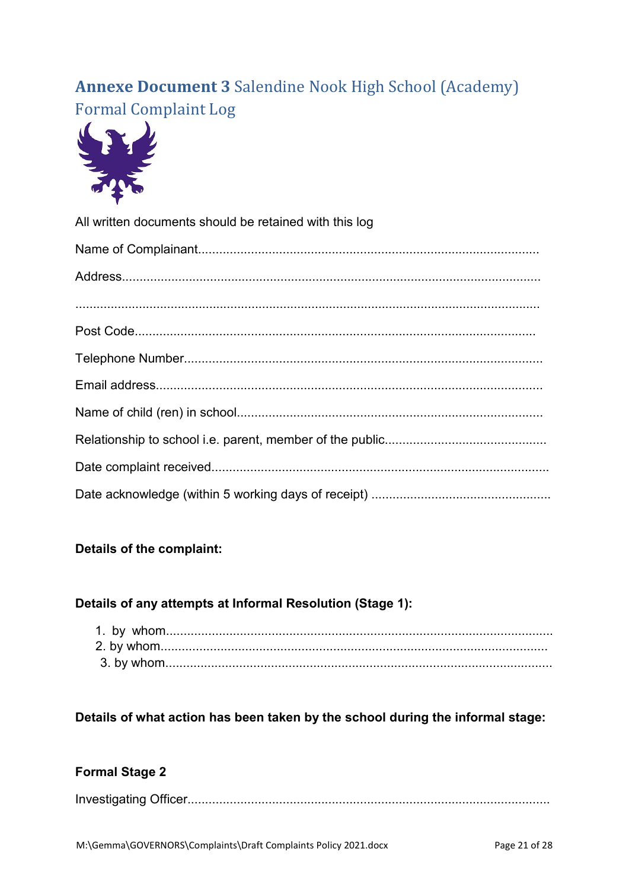# **Annexe Document 3** Salendine Nook High School (Academy) Formal Complaint Log

All written documents should be retained with this log

Name of Complainant.................................................................................................

Address.......................................................................................................................

...................................................................................................................................

Post Code.................................................................................................................

Telephone Number.....................................................................................................

Email address.............................................................................................................

Name of child (ren) in school......................................................................................

Relationship to school i.e. parent, member of the public.............................................

Date complaint received...............................................................................................

Date acknowledge (within 5 working days of receipt) ..................................................

**Details of the complaint:**

**Details of any attempts at Informal Resolution (Stage 1):**

1. by whom............................................................................................................
2. by whom............................................................................................................
3. by whom............................................................................................................

**Details of what action has been taken by the school during the informal stage:**

**Formal Stage 2**

Investigating Officer.......................................................................................................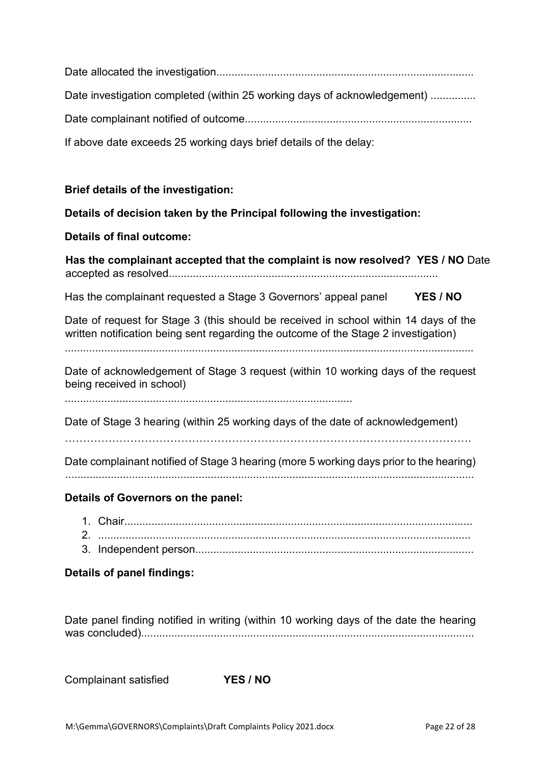Date allocated the investigation....................................................................................

Date investigation completed (within 25 working days of acknowledgement) ...............

Date complainant notified of outcome...........................................................................

If above date exceeds 25 working days brief details of the delay:

**Brief details of the investigation:**

**Details of decision taken by the Principal following the investigation:**

**Details of final outcome:**

**Has the complainant accepted that the complaint is now resolved? YES / NO** Date accepted as resolved........................................................................................

Has the complainant requested a Stage 3 Governors' appeal panel **YES / NO**

Date of request for Stage 3 (this should be received in school within 14 days of the written notification being sent regarding the outcome of the Stage 2 investigation)

.......................................................................................................................................

Date of acknowledgement of Stage 3 request (within 10 working days of the request being received in school)

..............................................................................................

Date of Stage 3 hearing (within 25 working days of the date of acknowledgement)

………………………………………………………………………………………………

Date complainant notified of Stage 3 hearing (more 5 working days prior to the hearing)

.......................................................................................................................................

**Details of Governors on the panel:**

1. Chair.................................................................................................................
2. .........................................................................................................................
3. Independent person...........................................................................................

**Details of panel findings:**

Date panel finding notified in writing (within 10 working days of the date the hearing was concluded).............................................................................................................

Complainant satisfied **YES / NO**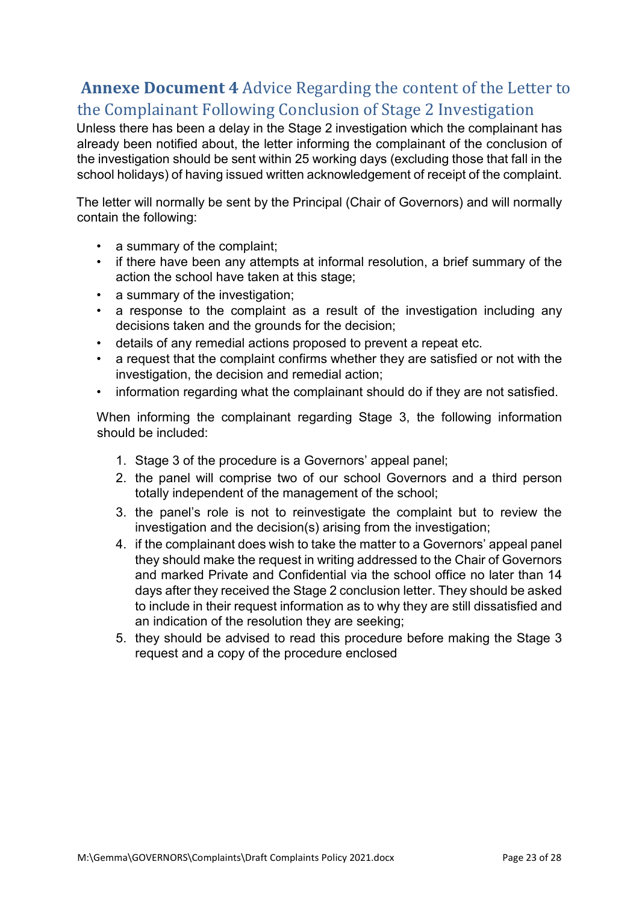## **Annexe Document 4** Advice Regarding the content of the Letter to the Complainant Following Conclusion of Stage 2 Investigation

Unless there has been a delay in the Stage 2 investigation which the complainant has already been notified about, the letter informing the complainant of the conclusion of the investigation should be sent within 25 working days (excluding those that fall in the school holidays) of having issued written acknowledgement of receipt of the complaint.

The letter will normally be sent by the Principal (Chair of Governors) and will normally contain the following:

- a summary of the complaint;
- if there have been any attempts at informal resolution, a brief summary of the action the school have taken at this stage;
- a summary of the investigation;
- a response to the complaint as a result of the investigation including any decisions taken and the grounds for the decision;
- details of any remedial actions proposed to prevent a repeat etc.
- a request that the complaint confirms whether they are satisfied or not with the investigation, the decision and remedial action;
- information regarding what the complainant should do if they are not satisfied.

When informing the complainant regarding Stage 3, the following information should be included:

1. Stage 3 of the procedure is a Governors' appeal panel;
2. the panel will comprise two of our school Governors and a third person totally independent of the management of the school;
3. the panel's role is not to reinvestigate the complaint but to review the investigation and the decision(s) arising from the investigation;
4. if the complainant does wish to take the matter to a Governors' appeal panel they should make the request in writing addressed to the Chair of Governors and marked Private and Confidential via the school office no later than 14 days after they received the Stage 2 conclusion letter. They should be asked to include in their request information as to why they are still dissatisfied and an indication of the resolution they are seeking;
5. they should be advised to read this procedure before making the Stage 3 request and a copy of the procedure enclosed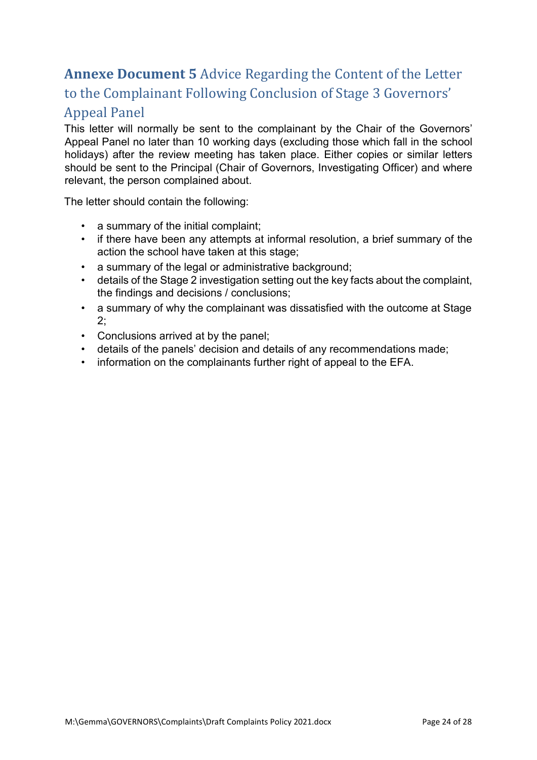## **Annexe Document 5** Advice Regarding the Content of the Letter to the Complainant Following Conclusion of Stage 3 Governors' Appeal Panel

This letter will normally be sent to the complainant by the Chair of the Governors' Appeal Panel no later than 10 working days (excluding those which fall in the school holidays) after the review meeting has taken place. Either copies or similar letters should be sent to the Principal (Chair of Governors, Investigating Officer) and where relevant, the person complained about.

The letter should contain the following:

- a summary of the initial complaint;
- if there have been any attempts at informal resolution, a brief summary of the action the school have taken at this stage;
- a summary of the legal or administrative background;
- details of the Stage 2 investigation setting out the key facts about the complaint, the findings and decisions / conclusions;
- a summary of why the complainant was dissatisfied with the outcome at Stage 2;
- Conclusions arrived at by the panel;
- details of the panels' decision and details of any recommendations made;
- information on the complainants further right of appeal to the EFA.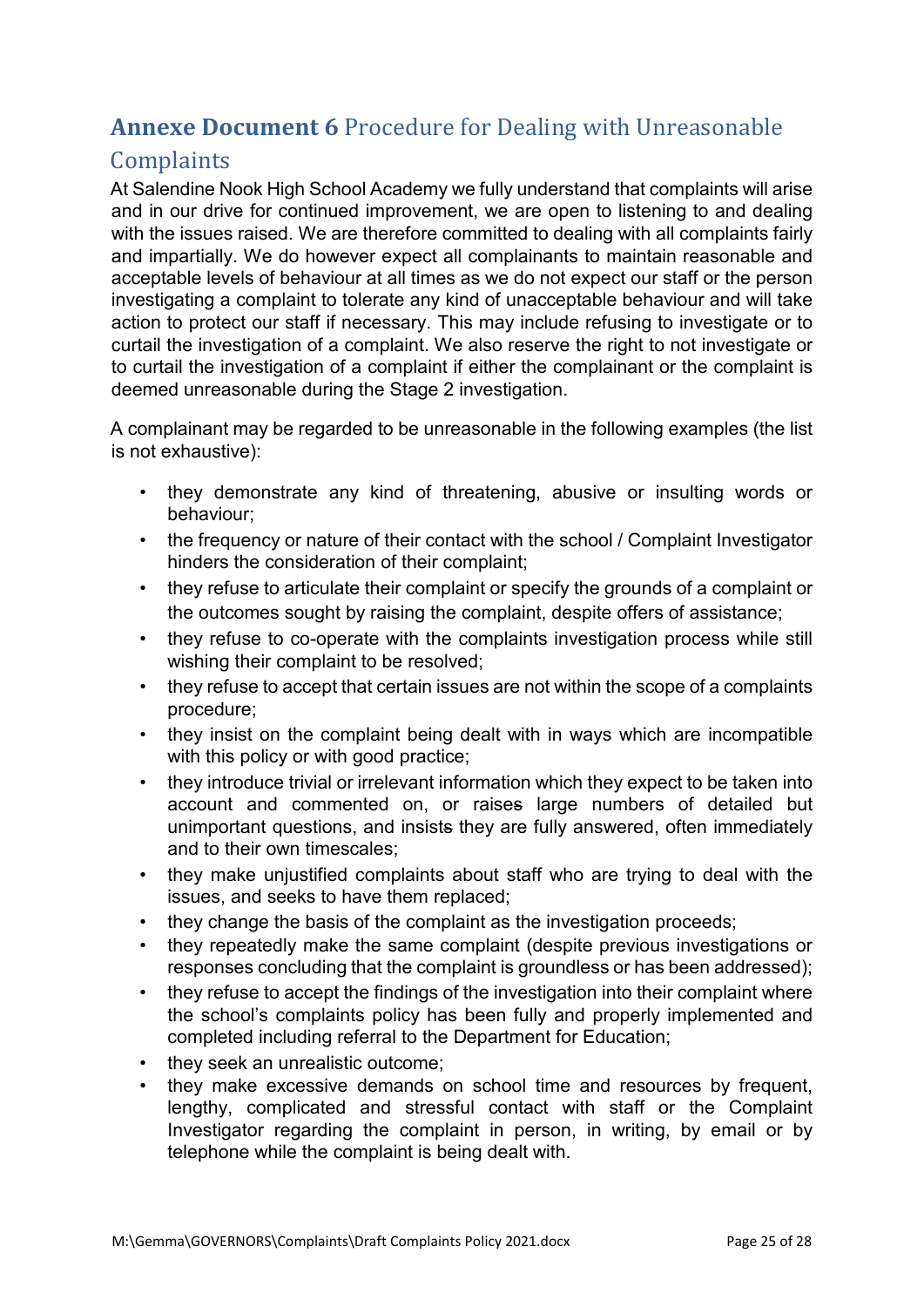## **Annexe Document 6** Procedure for Dealing with Unreasonable Complaints

At Salendine Nook High School Academy we fully understand that complaints will arise and in our drive for continued improvement, we are open to listening to and dealing with the issues raised. We are therefore committed to dealing with all complaints fairly and impartially. We do however expect all complainants to maintain reasonable and acceptable levels of behaviour at all times as we do not expect our staff or the person investigating a complaint to tolerate any kind of unacceptable behaviour and will take action to protect our staff if necessary. This may include refusing to investigate or to curtail the investigation of a complaint. We also reserve the right to not investigate or to curtail the investigation of a complaint if either the complainant or the complaint is deemed unreasonable during the Stage 2 investigation.

A complainant may be regarded to be unreasonable in the following examples (the list is not exhaustive):

- they demonstrate any kind of threatening, abusive or insulting words or behaviour;
- the frequency or nature of their contact with the school / Complaint Investigator hinders the consideration of their complaint;
- they refuse to articulate their complaint or specify the grounds of a complaint or the outcomes sought by raising the complaint, despite offers of assistance;
- they refuse to co-operate with the complaints investigation process while still wishing their complaint to be resolved;
- they refuse to accept that certain issues are not within the scope of a complaints procedure;
- they insist on the complaint being dealt with in ways which are incompatible with this policy or with good practice;
- they introduce trivial or irrelevant information which they expect to be taken into account and commented on, or ~~raises~~ raise large numbers of detailed but unimportant questions, and ~~insists~~ insist they are fully answered, often immediately and to their own timescales;
- they make unjustified complaints about staff who are trying to deal with the issues, and seeks to have them replaced;
- they change the basis of the complaint as the investigation proceeds;
- they repeatedly make the same complaint (despite previous investigations or responses concluding that the complaint is groundless or has been addressed);
- they refuse to accept the findings of the investigation into their complaint where the school's complaints policy has been fully and properly implemented and completed including referral to the Department for Education;
- they seek an unrealistic outcome;
- they make excessive demands on school time and resources by frequent, lengthy, complicated and stressful contact with staff or the Complaint Investigator regarding the complaint in person, in writing, by email or by telephone while the complaint is being dealt with.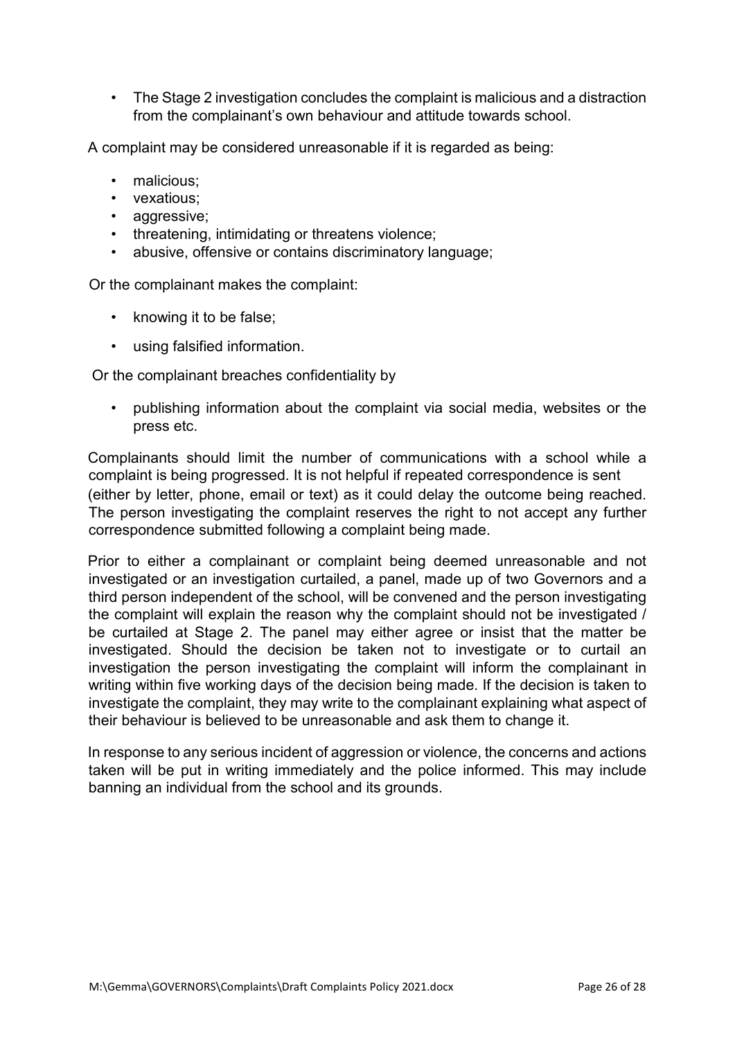- The Stage 2 investigation concludes the complaint is malicious and a distraction from the complainant's own behaviour and attitude towards school.

A complaint may be considered unreasonable if it is regarded as being:

- malicious;
- vexatious;
- aggressive;
- threatening, intimidating or threatens violence;
- abusive, offensive or contains discriminatory language;

Or the complainant makes the complaint:

- knowing it to be false;
- using falsified information.

Or the complainant breaches confidentiality by

- publishing information about the complaint via social media, websites or the press etc.

Complainants should limit the number of communications with a school while a complaint is being progressed. It is not helpful if repeated correspondence is sent (either by letter, phone, email or text) as it could delay the outcome being reached. The person investigating the complaint reserves the right to not accept any further correspondence submitted following a complaint being made.

Prior to either a complainant or complaint being deemed unreasonable and not investigated or an investigation curtailed, a panel, made up of two Governors and a third person independent of the school, will be convened and the person investigating the complaint will explain the reason why the complaint should not be investigated / be curtailed at Stage 2. The panel may either agree or insist that the matter be investigated. Should the decision be taken not to investigate or to curtail an investigation the person investigating the complaint will inform the complainant in writing within five working days of the decision being made. If the decision is taken to investigate the complaint, they may write to the complainant explaining what aspect of their behaviour is believed to be unreasonable and ask them to change it.

In response to any serious incident of aggression or violence, the concerns and actions taken will be put in writing immediately and the police informed. This may include banning an individual from the school and its grounds.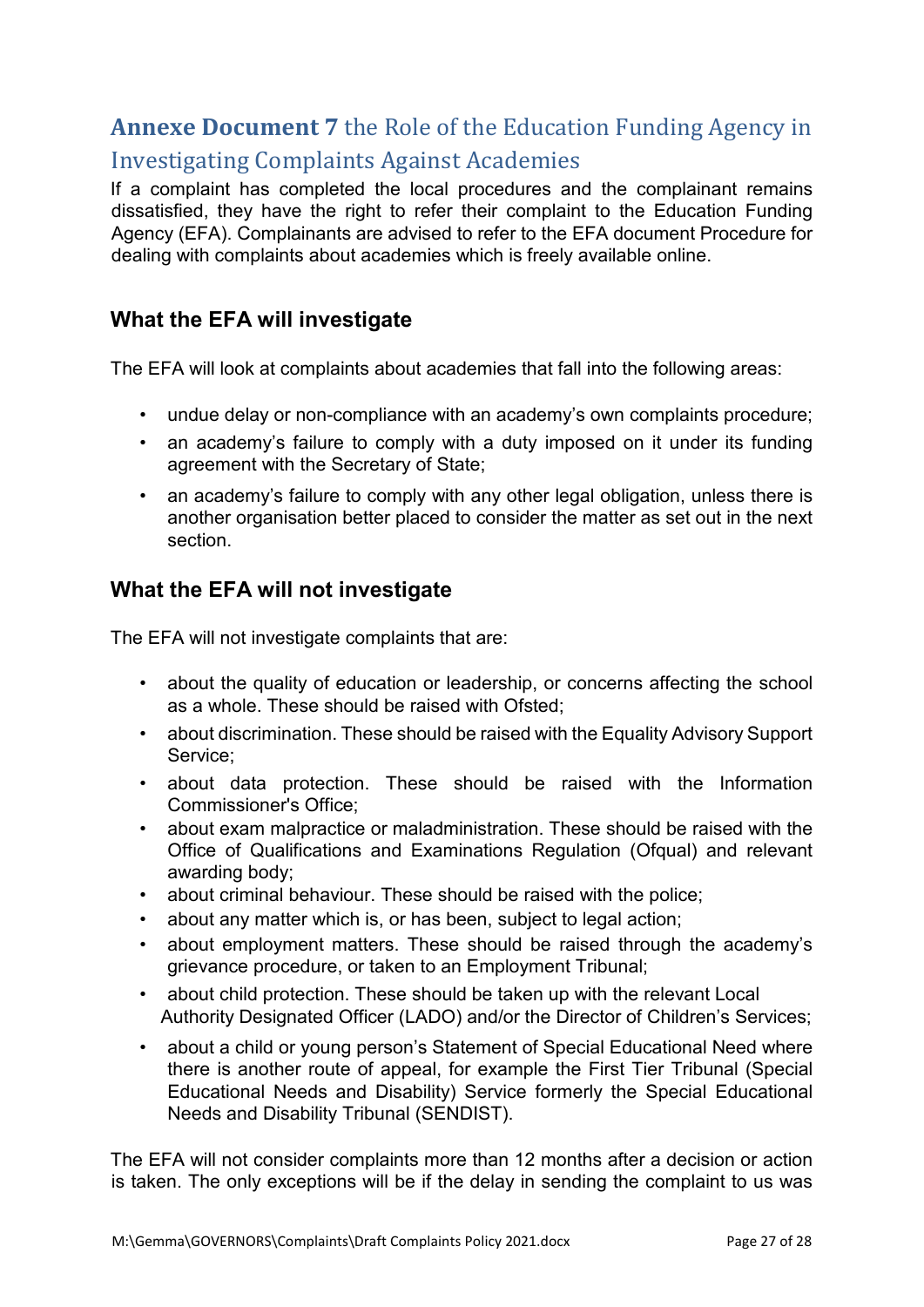## **Annexe Document 7** the Role of the Education Funding Agency in Investigating Complaints Against Academies

If a complaint has completed the local procedures and the complainant remains dissatisfied, they have the right to refer their complaint to the Education Funding Agency (EFA). Complainants are advised to refer to the EFA document Procedure for dealing with complaints about academies which is freely available online.

### What the EFA will investigate

The EFA will look at complaints about academies that fall into the following areas:

- undue delay or non-compliance with an academy's own complaints procedure;
- an academy's failure to comply with a duty imposed on it under its funding agreement with the Secretary of State;
- an academy's failure to comply with any other legal obligation, unless there is another organisation better placed to consider the matter as set out in the next section.

### What the EFA will not investigate

The EFA will not investigate complaints that are:

- about the quality of education or leadership, or concerns affecting the school as a whole. These should be raised with Ofsted;
- about discrimination. These should be raised with the Equality Advisory Support Service;
- about data protection. These should be raised with the Information Commissioner's Office;
- about exam malpractice or maladministration. These should be raised with the Office of Qualifications and Examinations Regulation (Ofqual) and relevant awarding body;
- about criminal behaviour. These should be raised with the police;
- about any matter which is, or has been, subject to legal action;
- about employment matters. These should be raised through the academy's grievance procedure, or taken to an Employment Tribunal;
- about child protection. These should be taken up with the relevant Local Authority Designated Officer (LADO) and/or the Director of Children's Services;
- about a child or young person's Statement of Special Educational Need where there is another route of appeal, for example the First Tier Tribunal (Special Educational Needs and Disability) Service formerly the Special Educational Needs and Disability Tribunal (SENDIST).

The EFA will not consider complaints more than 12 months after a decision or action is taken. The only exceptions will be if the delay in sending the complaint to us was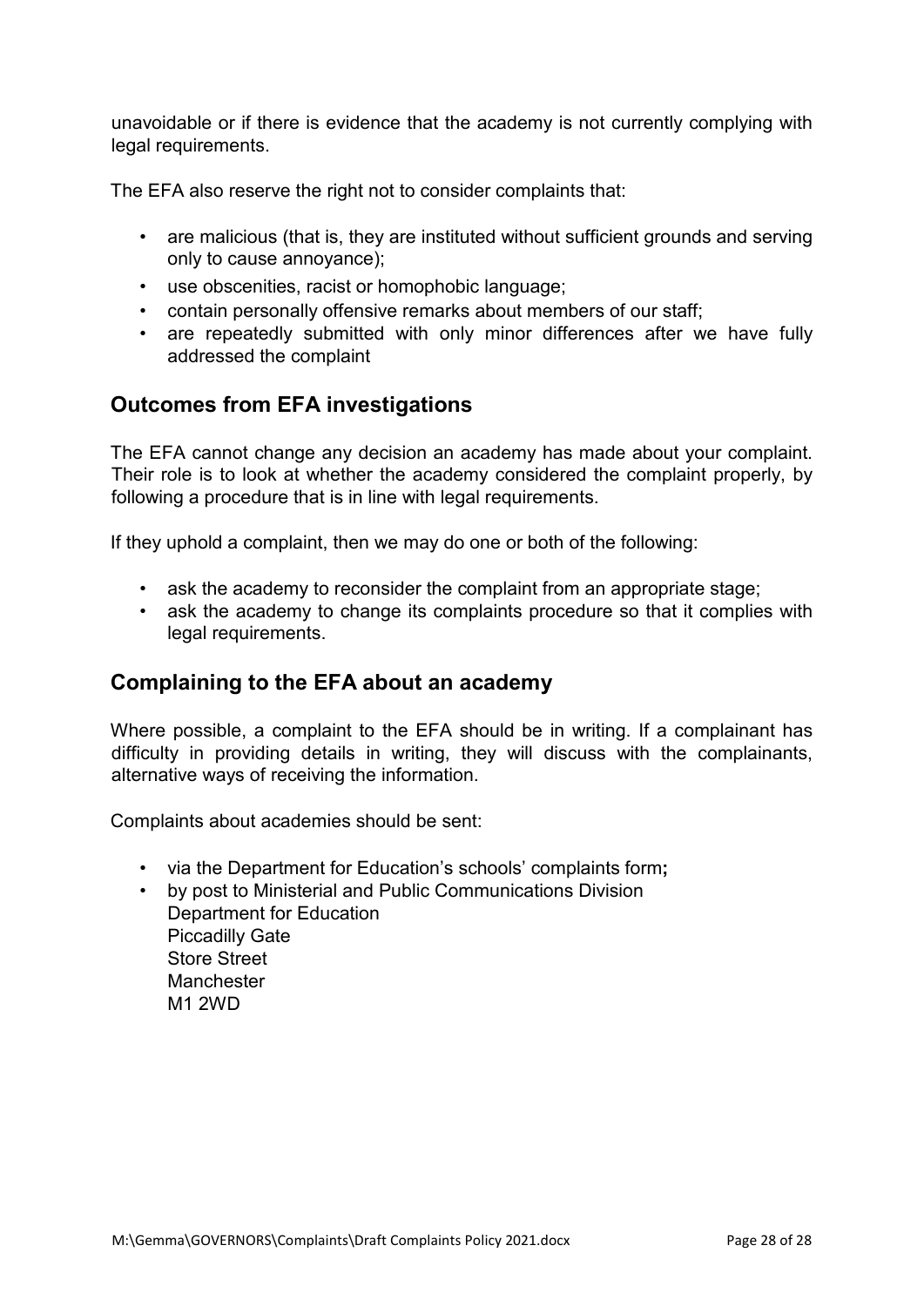unavoidable or if there is evidence that the academy is not currently complying with legal requirements.

The EFA also reserve the right not to consider complaints that:

- are malicious (that is, they are instituted without sufficient grounds and serving only to cause annoyance);
- use obscenities, racist or homophobic language;
- contain personally offensive remarks about members of our staff;
- are repeatedly submitted with only minor differences after we have fully addressed the complaint

## Outcomes from EFA investigations

The EFA cannot change any decision an academy has made about your complaint. Their role is to look at whether the academy considered the complaint properly, by following a procedure that is in line with legal requirements.

If they uphold a complaint, then we may do one or both of the following:

- ask the academy to reconsider the complaint from an appropriate stage;
- ask the academy to change its complaints procedure so that it complies with legal requirements.

## Complaining to the EFA about an academy

Where possible, a complaint to the EFA should be in writing. If a complainant has difficulty in providing details in writing, they will discuss with the complainants, alternative ways of receiving the information.

Complaints about academies should be sent:

- via the Department for Education's schools' complaints form**;**
- by post to Ministerial and Public Communications Division
  Department for Education
  Piccadilly Gate
  Store Street
  Manchester
  M1 2WD